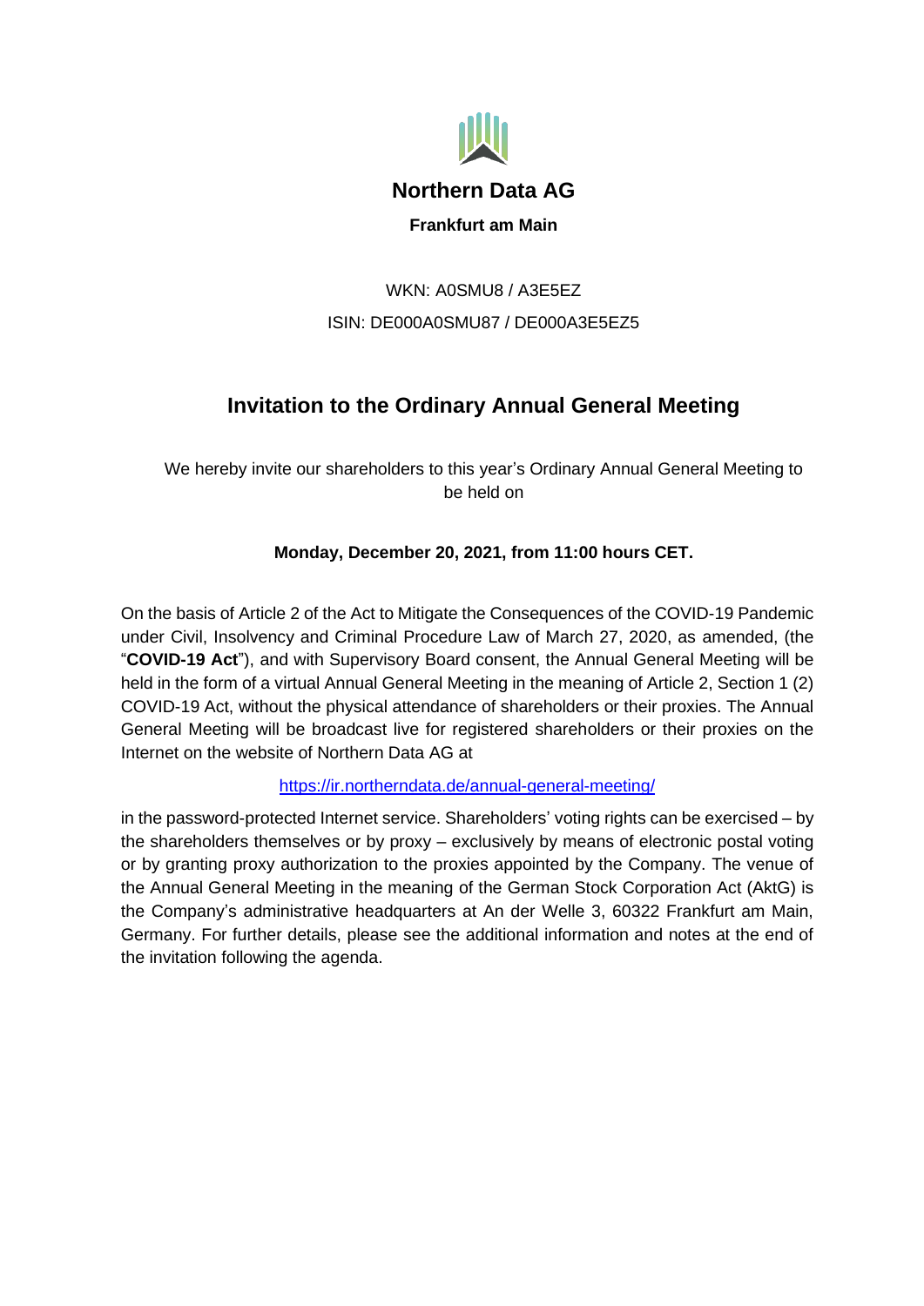# Northern Data AG

**Frankfurt am Main**

WKN: A0SMU8 / A3E5EZ

ISIN: DE000A0SMU87 / DE000A3E5EZ5

## Invitation to the Ordinary Annual General Meeting

We hereby invite our shareholders to this year's Ordinary Annual General Meeting to be held on

**Monday, December 20, 2021, from 11:00 hours CET.**

On the basis of Article 2 of the Act to Mitigate the Consequences of the COVID-19 Pandemic under Civil, Insolvency and Criminal Procedure Law of March 27, 2020, as amended, (the "**COVID-19 Act**"), and with Supervisory Board consent, the Annual General Meeting will be held in the form of a virtual Annual General Meeting in the meaning of Article 2, Section 1 (2) COVID-19 Act, without the physical attendance of shareholders or their proxies. The Annual General Meeting will be broadcast live for registered shareholders or their proxies on the Internet on the website of Northern Data AG at

https://ir.northerndata.de/annual-general-meeting/

in the password-protected Internet service. Shareholders' voting rights can be exercised – by the shareholders themselves or by proxy – exclusively by means of electronic postal voting or by granting proxy authorization to the proxies appointed by the Company. The venue of the Annual General Meeting in the meaning of the German Stock Corporation Act (AktG) is the Company's administrative headquarters at An der Welle 3, 60322 Frankfurt am Main, Germany. For further details, please see the additional information and notes at the end of the invitation following the agenda.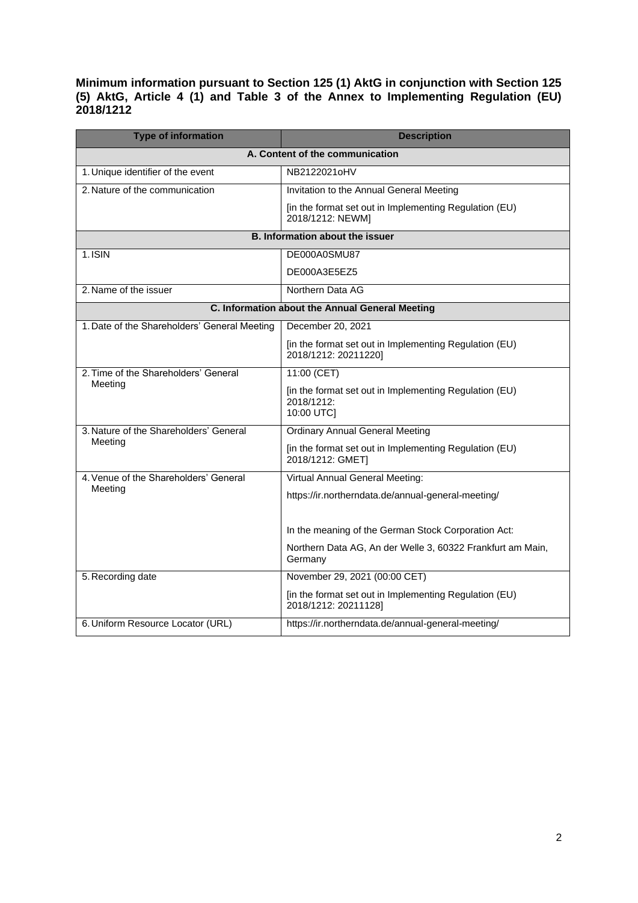## Minimum information pursuant to Section 125 (1) AktG in conjunction with Section 125 (5) AktG, Article 4 (1) and Table 3 of the Annex to Implementing Regulation (EU) 2018/1212

| Type of information | Description |
|---|---|
| **A. Content of the communication** | |
| 1. Unique identifier of the event | NB2122021oHV |
| 2. Nature of the communication | Invitation to the Annual General Meeting<br><br>[in the format set out in Implementing Regulation (EU) 2018/1212: NEWM] |
| **B. Information about the issuer** | |
| 1. ISIN | DE000A0SMU87<br><br>DE000A3E5EZ5 |
| 2. Name of the issuer | Northern Data AG |
| **C. Information about the Annual General Meeting** | |
| 1. Date of the Shareholders' General Meeting | December 20, 2021<br><br>[in the format set out in Implementing Regulation (EU) 2018/1212: 20211220] |
| 2. Time of the Shareholders' General Meeting | 11:00 (CET)<br><br>[in the format set out in Implementing Regulation (EU) 2018/1212:<br>10:00 UTC] |
| 3. Nature of the Shareholders' General Meeting | Ordinary Annual General Meeting<br><br>[in the format set out in Implementing Regulation (EU) 2018/1212: GMET] |
| 4. Venue of the Shareholders' General Meeting | Virtual Annual General Meeting:<br><br>https://ir.northerndata.de/annual-general-meeting/<br><br>In the meaning of the German Stock Corporation Act:<br><br>Northern Data AG, An der Welle 3, 60322 Frankfurt am Main, Germany |
| 5. Recording date | November 29, 2021 (00:00 CET)<br><br>[in the format set out in Implementing Regulation (EU) 2018/1212: 20211128] |
| 6. Uniform Resource Locator (URL) | https://ir.northerndata.de/annual-general-meeting/ |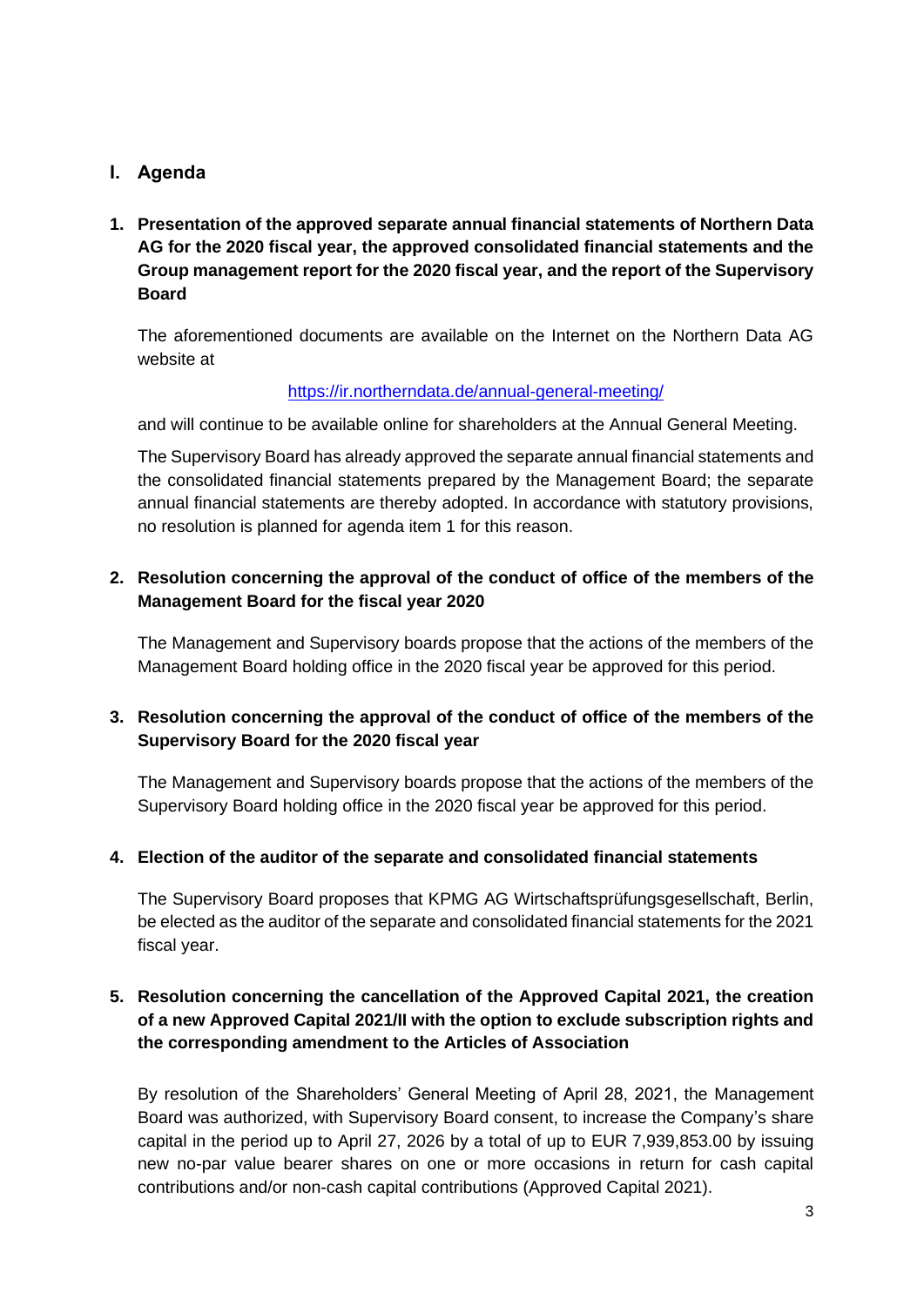## I. Agenda

### 1. Presentation of the approved separate annual financial statements of Northern Data AG for the 2020 fiscal year, the approved consolidated financial statements and the Group management report for the 2020 fiscal year, and the report of the Supervisory Board

The aforementioned documents are available on the Internet on the Northern Data AG website at

https://ir.northerndata.de/annual-general-meeting/

and will continue to be available online for shareholders at the Annual General Meeting.

The Supervisory Board has already approved the separate annual financial statements and the consolidated financial statements prepared by the Management Board; the separate annual financial statements are thereby adopted. In accordance with statutory provisions, no resolution is planned for agenda item 1 for this reason.

### 2. Resolution concerning the approval of the conduct of office of the members of the Management Board for the fiscal year 2020

The Management and Supervisory boards propose that the actions of the members of the Management Board holding office in the 2020 fiscal year be approved for this period.

### 3. Resolution concerning the approval of the conduct of office of the members of the Supervisory Board for the 2020 fiscal year

The Management and Supervisory boards propose that the actions of the members of the Supervisory Board holding office in the 2020 fiscal year be approved for this period.

### 4. Election of the auditor of the separate and consolidated financial statements

The Supervisory Board proposes that KPMG AG Wirtschaftsprüfungsgesellschaft, Berlin, be elected as the auditor of the separate and consolidated financial statements for the 2021 fiscal year.

### 5. Resolution concerning the cancellation of the Approved Capital 2021, the creation of a new Approved Capital 2021/II with the option to exclude subscription rights and the corresponding amendment to the Articles of Association

By resolution of the Shareholders' General Meeting of April 28, 2021, the Management Board was authorized, with Supervisory Board consent, to increase the Company's share capital in the period up to April 27, 2026 by a total of up to EUR 7,939,853.00 by issuing new no-par value bearer shares on one or more occasions in return for cash capital contributions and/or non-cash capital contributions (Approved Capital 2021).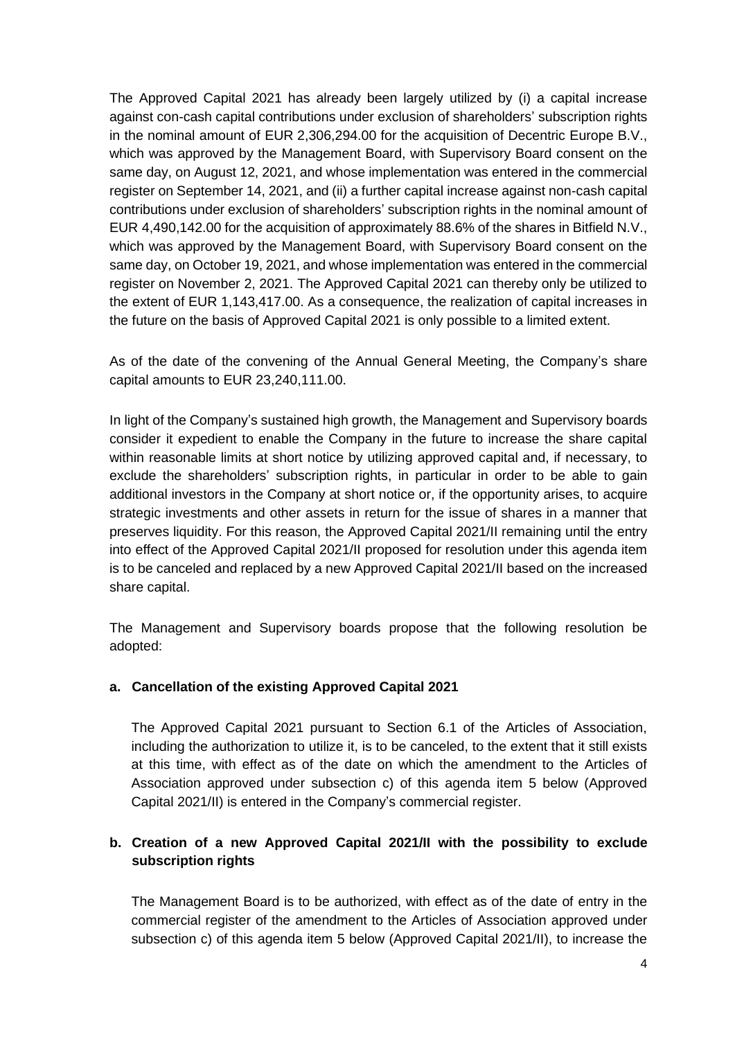The Approved Capital 2021 has already been largely utilized by (i) a capital increase against con-cash capital contributions under exclusion of shareholders' subscription rights in the nominal amount of EUR 2,306,294.00 for the acquisition of Decentric Europe B.V., which was approved by the Management Board, with Supervisory Board consent on the same day, on August 12, 2021, and whose implementation was entered in the commercial register on September 14, 2021, and (ii) a further capital increase against non-cash capital contributions under exclusion of shareholders' subscription rights in the nominal amount of EUR 4,490,142.00 for the acquisition of approximately 88.6% of the shares in Bitfield N.V., which was approved by the Management Board, with Supervisory Board consent on the same day, on October 19, 2021, and whose implementation was entered in the commercial register on November 2, 2021. The Approved Capital 2021 can thereby only be utilized to the extent of EUR 1,143,417.00. As a consequence, the realization of capital increases in the future on the basis of Approved Capital 2021 is only possible to a limited extent.

As of the date of the convening of the Annual General Meeting, the Company's share capital amounts to EUR 23,240,111.00.

In light of the Company's sustained high growth, the Management and Supervisory boards consider it expedient to enable the Company in the future to increase the share capital within reasonable limits at short notice by utilizing approved capital and, if necessary, to exclude the shareholders' subscription rights, in particular in order to be able to gain additional investors in the Company at short notice or, if the opportunity arises, to acquire strategic investments and other assets in return for the issue of shares in a manner that preserves liquidity. For this reason, the Approved Capital 2021/II remaining until the entry into effect of the Approved Capital 2021/II proposed for resolution under this agenda item is to be canceled and replaced by a new Approved Capital 2021/II based on the increased share capital.

The Management and Supervisory boards propose that the following resolution be adopted:

**a. Cancellation of the existing Approved Capital 2021**

The Approved Capital 2021 pursuant to Section 6.1 of the Articles of Association, including the authorization to utilize it, is to be canceled, to the extent that it still exists at this time, with effect as of the date on which the amendment to the Articles of Association approved under subsection c) of this agenda item 5 below (Approved Capital 2021/II) is entered in the Company's commercial register.

**b. Creation of a new Approved Capital 2021/II with the possibility to exclude subscription rights**

The Management Board is to be authorized, with effect as of the date of entry in the commercial register of the amendment to the Articles of Association approved under subsection c) of this agenda item 5 below (Approved Capital 2021/II), to increase the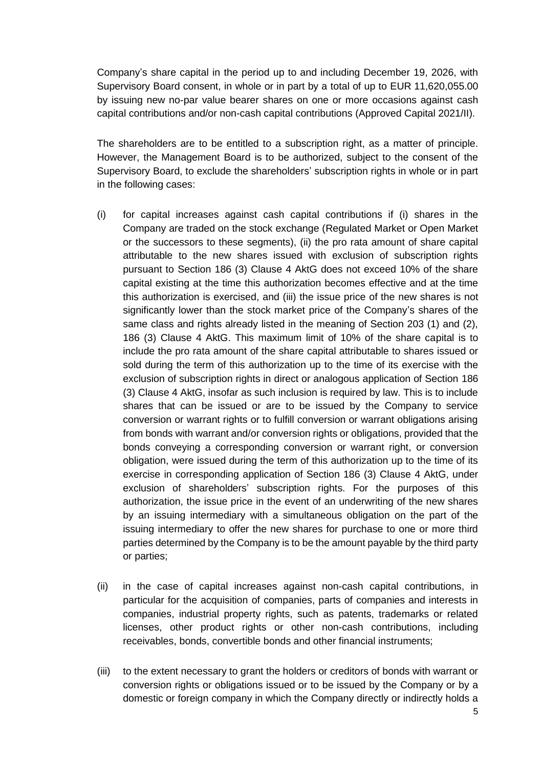Company's share capital in the period up to and including December 19, 2026, with Supervisory Board consent, in whole or in part by a total of up to EUR 11,620,055.00 by issuing new no-par value bearer shares on one or more occasions against cash capital contributions and/or non-cash capital contributions (Approved Capital 2021/II).

The shareholders are to be entitled to a subscription right, as a matter of principle. However, the Management Board is to be authorized, subject to the consent of the Supervisory Board, to exclude the shareholders' subscription rights in whole or in part in the following cases:

(i) for capital increases against cash capital contributions if (i) shares in the Company are traded on the stock exchange (Regulated Market or Open Market or the successors to these segments), (ii) the pro rata amount of share capital attributable to the new shares issued with exclusion of subscription rights pursuant to Section 186 (3) Clause 4 AktG does not exceed 10% of the share capital existing at the time this authorization becomes effective and at the time this authorization is exercised, and (iii) the issue price of the new shares is not significantly lower than the stock market price of the Company's shares of the same class and rights already listed in the meaning of Section 203 (1) and (2), 186 (3) Clause 4 AktG. This maximum limit of 10% of the share capital is to include the pro rata amount of the share capital attributable to shares issued or sold during the term of this authorization up to the time of its exercise with the exclusion of subscription rights in direct or analogous application of Section 186 (3) Clause 4 AktG, insofar as such inclusion is required by law. This is to include shares that can be issued or are to be issued by the Company to service conversion or warrant rights or to fulfill conversion or warrant obligations arising from bonds with warrant and/or conversion rights or obligations, provided that the bonds conveying a corresponding conversion or warrant right, or conversion obligation, were issued during the term of this authorization up to the time of its exercise in corresponding application of Section 186 (3) Clause 4 AktG, under exclusion of shareholders' subscription rights. For the purposes of this authorization, the issue price in the event of an underwriting of the new shares by an issuing intermediary with a simultaneous obligation on the part of the issuing intermediary to offer the new shares for purchase to one or more third parties determined by the Company is to be the amount payable by the third party or parties;

(ii) in the case of capital increases against non-cash capital contributions, in particular for the acquisition of companies, parts of companies and interests in companies, industrial property rights, such as patents, trademarks or related licenses, other product rights or other non-cash contributions, including receivables, bonds, convertible bonds and other financial instruments;

(iii) to the extent necessary to grant the holders or creditors of bonds with warrant or conversion rights or obligations issued or to be issued by the Company or by a domestic or foreign company in which the Company directly or indirectly holds a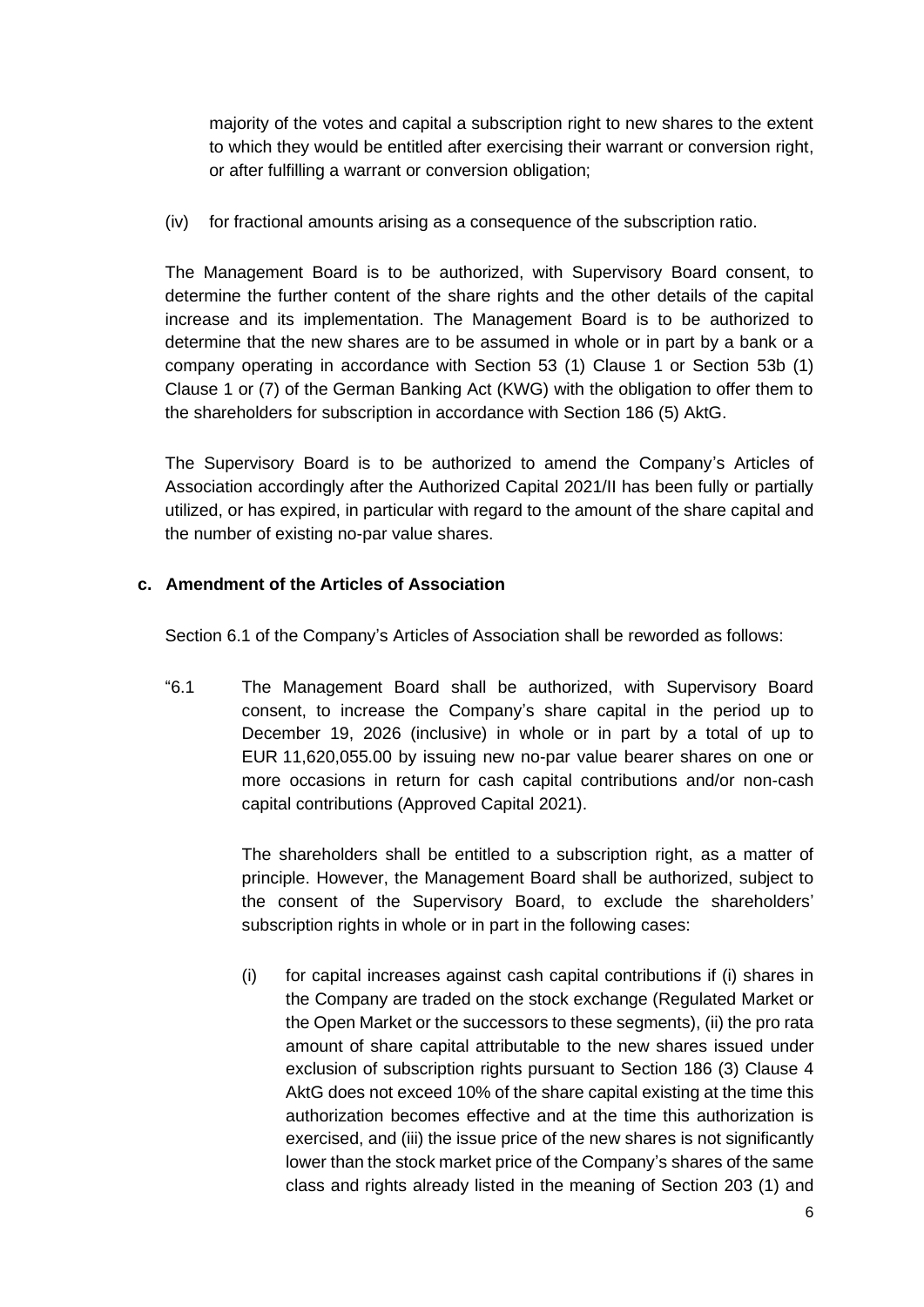majority of the votes and capital a subscription right to new shares to the extent to which they would be entitled after exercising their warrant or conversion right, or after fulfilling a warrant or conversion obligation;

(iv) for fractional amounts arising as a consequence of the subscription ratio.

The Management Board is to be authorized, with Supervisory Board consent, to determine the further content of the share rights and the other details of the capital increase and its implementation. The Management Board is to be authorized to determine that the new shares are to be assumed in whole or in part by a bank or a company operating in accordance with Section 53 (1) Clause 1 or Section 53b (1) Clause 1 or (7) of the German Banking Act (KWG) with the obligation to offer them to the shareholders for subscription in accordance with Section 186 (5) AktG.

The Supervisory Board is to be authorized to amend the Company's Articles of Association accordingly after the Authorized Capital 2021/II has been fully or partially utilized, or has expired, in particular with regard to the amount of the share capital and the number of existing no-par value shares.

**c. Amendment of the Articles of Association**

Section 6.1 of the Company's Articles of Association shall be reworded as follows:

"6.1 The Management Board shall be authorized, with Supervisory Board consent, to increase the Company's share capital in the period up to December 19, 2026 (inclusive) in whole or in part by a total of up to EUR 11,620,055.00 by issuing new no-par value bearer shares on one or more occasions in return for cash capital contributions and/or non-cash capital contributions (Approved Capital 2021).

The shareholders shall be entitled to a subscription right, as a matter of principle. However, the Management Board shall be authorized, subject to the consent of the Supervisory Board, to exclude the shareholders' subscription rights in whole or in part in the following cases:

(i) for capital increases against cash capital contributions if (i) shares in the Company are traded on the stock exchange (Regulated Market or the Open Market or the successors to these segments), (ii) the pro rata amount of share capital attributable to the new shares issued under exclusion of subscription rights pursuant to Section 186 (3) Clause 4 AktG does not exceed 10% of the share capital existing at the time this authorization becomes effective and at the time this authorization is exercised, and (iii) the issue price of the new shares is not significantly lower than the stock market price of the Company's shares of the same class and rights already listed in the meaning of Section 203 (1) and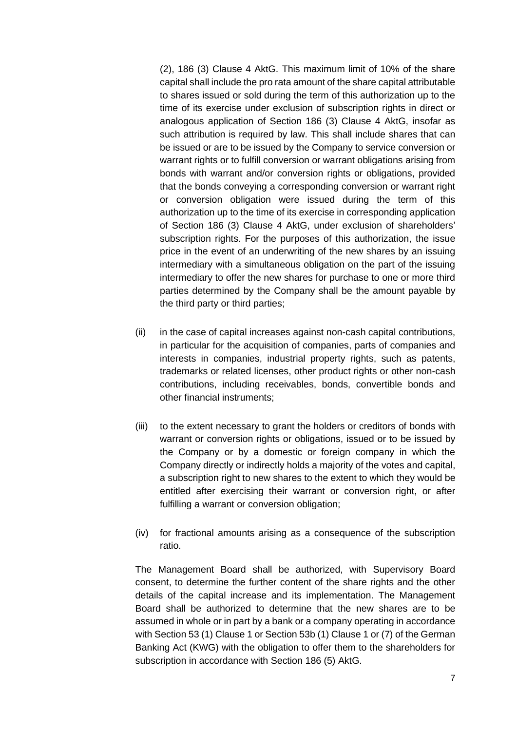(2), 186 (3) Clause 4 AktG. This maximum limit of 10% of the share capital shall include the pro rata amount of the share capital attributable to shares issued or sold during the term of this authorization up to the time of its exercise under exclusion of subscription rights in direct or analogous application of Section 186 (3) Clause 4 AktG, insofar as such attribution is required by law. This shall include shares that can be issued or are to be issued by the Company to service conversion or warrant rights or to fulfill conversion or warrant obligations arising from bonds with warrant and/or conversion rights or obligations, provided that the bonds conveying a corresponding conversion or warrant right or conversion obligation were issued during the term of this authorization up to the time of its exercise in corresponding application of Section 186 (3) Clause 4 AktG, under exclusion of shareholders' subscription rights. For the purposes of this authorization, the issue price in the event of an underwriting of the new shares by an issuing intermediary with a simultaneous obligation on the part of the issuing intermediary to offer the new shares for purchase to one or more third parties determined by the Company shall be the amount payable by the third party or third parties;

(ii) in the case of capital increases against non-cash capital contributions, in particular for the acquisition of companies, parts of companies and interests in companies, industrial property rights, such as patents, trademarks or related licenses, other product rights or other non-cash contributions, including receivables, bonds, convertible bonds and other financial instruments;

(iii) to the extent necessary to grant the holders or creditors of bonds with warrant or conversion rights or obligations, issued or to be issued by the Company or by a domestic or foreign company in which the Company directly or indirectly holds a majority of the votes and capital, a subscription right to new shares to the extent to which they would be entitled after exercising their warrant or conversion right, or after fulfilling a warrant or conversion obligation;

(iv) for fractional amounts arising as a consequence of the subscription ratio.

The Management Board shall be authorized, with Supervisory Board consent, to determine the further content of the share rights and the other details of the capital increase and its implementation. The Management Board shall be authorized to determine that the new shares are to be assumed in whole or in part by a bank or a company operating in accordance with Section 53 (1) Clause 1 or Section 53b (1) Clause 1 or (7) of the German Banking Act (KWG) with the obligation to offer them to the shareholders for subscription in accordance with Section 186 (5) AktG.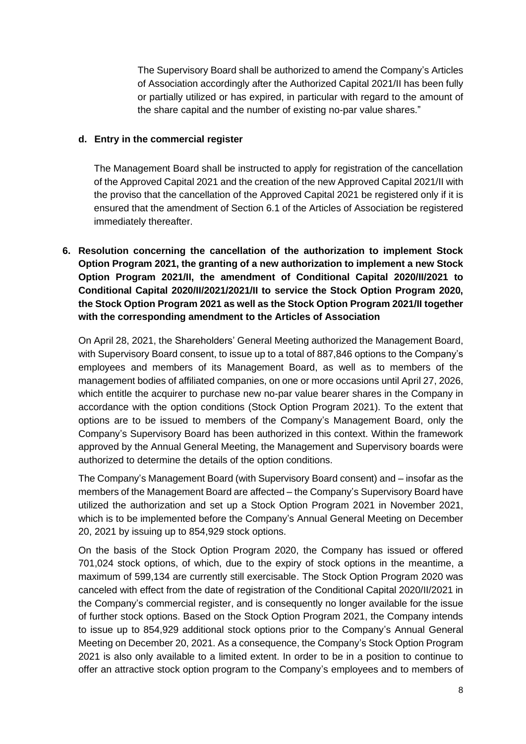The Supervisory Board shall be authorized to amend the Company's Articles of Association accordingly after the Authorized Capital 2021/II has been fully or partially utilized or has expired, in particular with regard to the amount of the share capital and the number of existing no-par value shares."

**d. Entry in the commercial register**

The Management Board shall be instructed to apply for registration of the cancellation of the Approved Capital 2021 and the creation of the new Approved Capital 2021/II with the proviso that the cancellation of the Approved Capital 2021 be registered only if it is ensured that the amendment of Section 6.1 of the Articles of Association be registered immediately thereafter.

**6. Resolution concerning the cancellation of the authorization to implement Stock Option Program 2021, the granting of a new authorization to implement a new Stock Option Program 2021/II, the amendment of Conditional Capital 2020/II/2021 to Conditional Capital 2020/II/2021/2021/II to service the Stock Option Program 2020, the Stock Option Program 2021 as well as the Stock Option Program 2021/II together with the corresponding amendment to the Articles of Association**

On April 28, 2021, the Shareholders' General Meeting authorized the Management Board, with Supervisory Board consent, to issue up to a total of 887,846 options to the Company's employees and members of its Management Board, as well as to members of the management bodies of affiliated companies, on one or more occasions until April 27, 2026, which entitle the acquirer to purchase new no-par value bearer shares in the Company in accordance with the option conditions (Stock Option Program 2021). To the extent that options are to be issued to members of the Company's Management Board, only the Company's Supervisory Board has been authorized in this context. Within the framework approved by the Annual General Meeting, the Management and Supervisory boards were authorized to determine the details of the option conditions.

The Company's Management Board (with Supervisory Board consent) and – insofar as the members of the Management Board are affected – the Company's Supervisory Board have utilized the authorization and set up a Stock Option Program 2021 in November 2021, which is to be implemented before the Company's Annual General Meeting on December 20, 2021 by issuing up to 854,929 stock options.

On the basis of the Stock Option Program 2020, the Company has issued or offered 701,024 stock options, of which, due to the expiry of stock options in the meantime, a maximum of 599,134 are currently still exercisable. The Stock Option Program 2020 was canceled with effect from the date of registration of the Conditional Capital 2020/II/2021 in the Company's commercial register, and is consequently no longer available for the issue of further stock options. Based on the Stock Option Program 2021, the Company intends to issue up to 854,929 additional stock options prior to the Company's Annual General Meeting on December 20, 2021. As a consequence, the Company's Stock Option Program 2021 is also only available to a limited extent. In order to be in a position to continue to offer an attractive stock option program to the Company's employees and to members of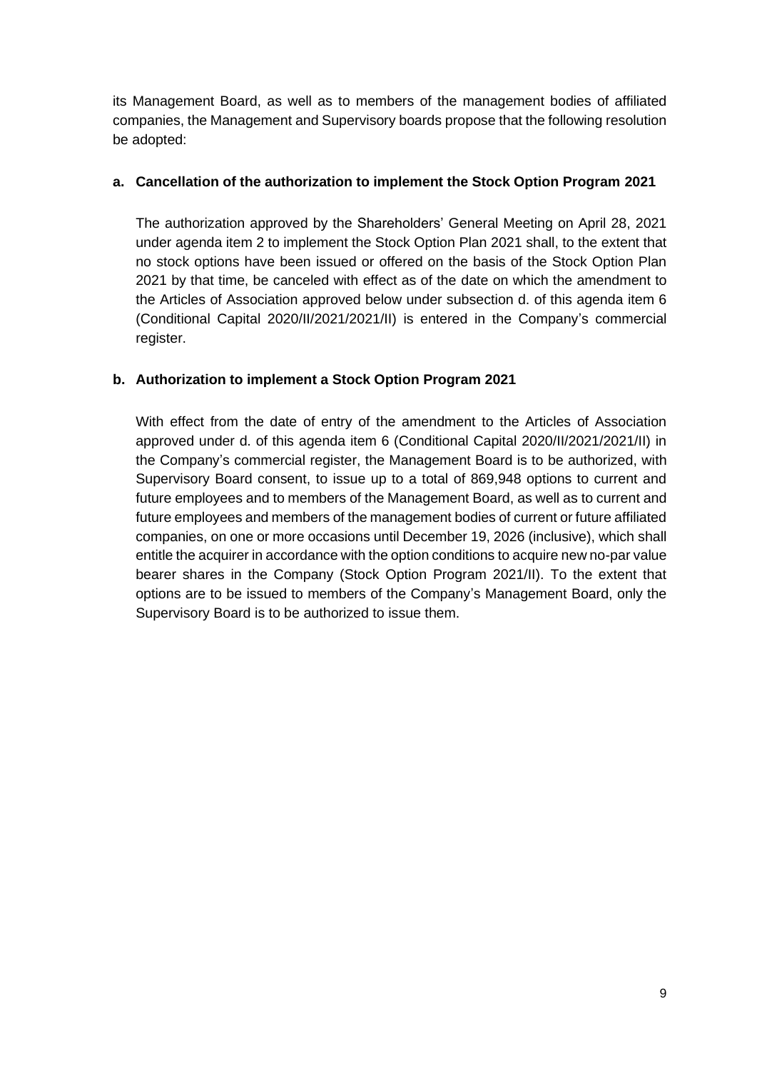its Management Board, as well as to members of the management bodies of affiliated companies, the Management and Supervisory boards propose that the following resolution be adopted:

**a. Cancellation of the authorization to implement the Stock Option Program 2021**

The authorization approved by the Shareholders' General Meeting on April 28, 2021 under agenda item 2 to implement the Stock Option Plan 2021 shall, to the extent that no stock options have been issued or offered on the basis of the Stock Option Plan 2021 by that time, be canceled with effect as of the date on which the amendment to the Articles of Association approved below under subsection d. of this agenda item 6 (Conditional Capital 2020/II/2021/2021/II) is entered in the Company's commercial register.

**b. Authorization to implement a Stock Option Program 2021**

With effect from the date of entry of the amendment to the Articles of Association approved under d. of this agenda item 6 (Conditional Capital 2020/II/2021/2021/II) in the Company's commercial register, the Management Board is to be authorized, with Supervisory Board consent, to issue up to a total of 869,948 options to current and future employees and to members of the Management Board, as well as to current and future employees and members of the management bodies of current or future affiliated companies, on one or more occasions until December 19, 2026 (inclusive), which shall entitle the acquirer in accordance with the option conditions to acquire new no-par value bearer shares in the Company (Stock Option Program 2021/II). To the extent that options are to be issued to members of the Company's Management Board, only the Supervisory Board is to be authorized to issue them.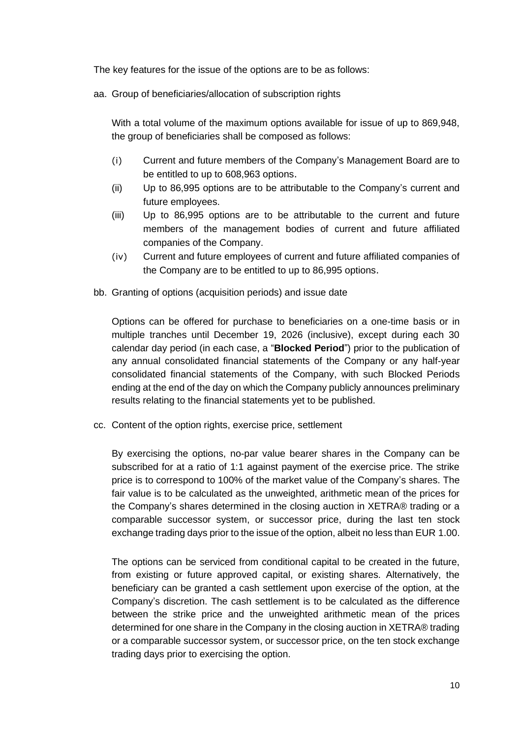The key features for the issue of the options are to be as follows:

aa. Group of beneficiaries/allocation of subscription rights

With a total volume of the maximum options available for issue of up to 869,948, the group of beneficiaries shall be composed as follows:

(i) Current and future members of the Company's Management Board are to be entitled to up to 608,963 options.

(ii) Up to 86,995 options are to be attributable to the Company's current and future employees.

(iii) Up to 86,995 options are to be attributable to the current and future members of the management bodies of current and future affiliated companies of the Company.

(iv) Current and future employees of current and future affiliated companies of the Company are to be entitled to up to 86,995 options.

bb. Granting of options (acquisition periods) and issue date

Options can be offered for purchase to beneficiaries on a one-time basis or in multiple tranches until December 19, 2026 (inclusive), except during each 30 calendar day period (in each case, a "**Blocked Period**") prior to the publication of any annual consolidated financial statements of the Company or any half-year consolidated financial statements of the Company, with such Blocked Periods ending at the end of the day on which the Company publicly announces preliminary results relating to the financial statements yet to be published.

cc. Content of the option rights, exercise price, settlement

By exercising the options, no-par value bearer shares in the Company can be subscribed for at a ratio of 1:1 against payment of the exercise price. The strike price is to correspond to 100% of the market value of the Company's shares. The fair value is to be calculated as the unweighted, arithmetic mean of the prices for the Company's shares determined in the closing auction in XETRA® trading or a comparable successor system, or successor price, during the last ten stock exchange trading days prior to the issue of the option, albeit no less than EUR 1.00.

The options can be serviced from conditional capital to be created in the future, from existing or future approved capital, or existing shares. Alternatively, the beneficiary can be granted a cash settlement upon exercise of the option, at the Company's discretion. The cash settlement is to be calculated as the difference between the strike price and the unweighted arithmetic mean of the prices determined for one share in the Company in the closing auction in XETRA® trading or a comparable successor system, or successor price, on the ten stock exchange trading days prior to exercising the option.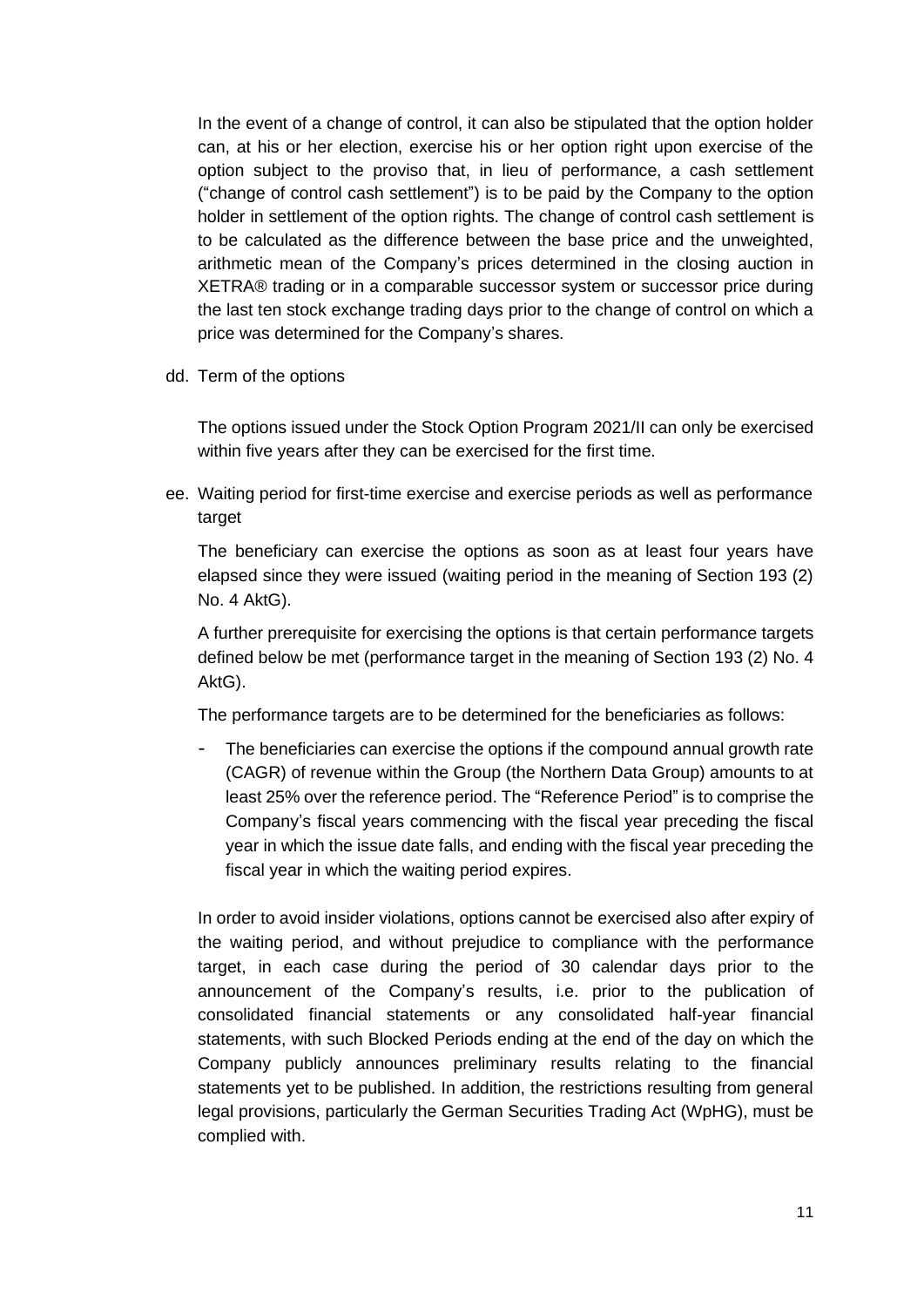In the event of a change of control, it can also be stipulated that the option holder can, at his or her election, exercise his or her option right upon exercise of the option subject to the proviso that, in lieu of performance, a cash settlement ("change of control cash settlement") is to be paid by the Company to the option holder in settlement of the option rights. The change of control cash settlement is to be calculated as the difference between the base price and the unweighted, arithmetic mean of the Company's prices determined in the closing auction in XETRA® trading or in a comparable successor system or successor price during the last ten stock exchange trading days prior to the change of control on which a price was determined for the Company's shares.

dd. Term of the options

The options issued under the Stock Option Program 2021/II can only be exercised within five years after they can be exercised for the first time.

ee. Waiting period for first-time exercise and exercise periods as well as performance target

The beneficiary can exercise the options as soon as at least four years have elapsed since they were issued (waiting period in the meaning of Section 193 (2) No. 4 AktG).

A further prerequisite for exercising the options is that certain performance targets defined below be met (performance target in the meaning of Section 193 (2) No. 4 AktG).

The performance targets are to be determined for the beneficiaries as follows:

- The beneficiaries can exercise the options if the compound annual growth rate (CAGR) of revenue within the Group (the Northern Data Group) amounts to at least 25% over the reference period. The "Reference Period" is to comprise the Company's fiscal years commencing with the fiscal year preceding the fiscal year in which the issue date falls, and ending with the fiscal year preceding the fiscal year in which the waiting period expires.

In order to avoid insider violations, options cannot be exercised also after expiry of the waiting period, and without prejudice to compliance with the performance target, in each case during the period of 30 calendar days prior to the announcement of the Company's results, i.e. prior to the publication of consolidated financial statements or any consolidated half-year financial statements, with such Blocked Periods ending at the end of the day on which the Company publicly announces preliminary results relating to the financial statements yet to be published. In addition, the restrictions resulting from general legal provisions, particularly the German Securities Trading Act (WpHG), must be complied with.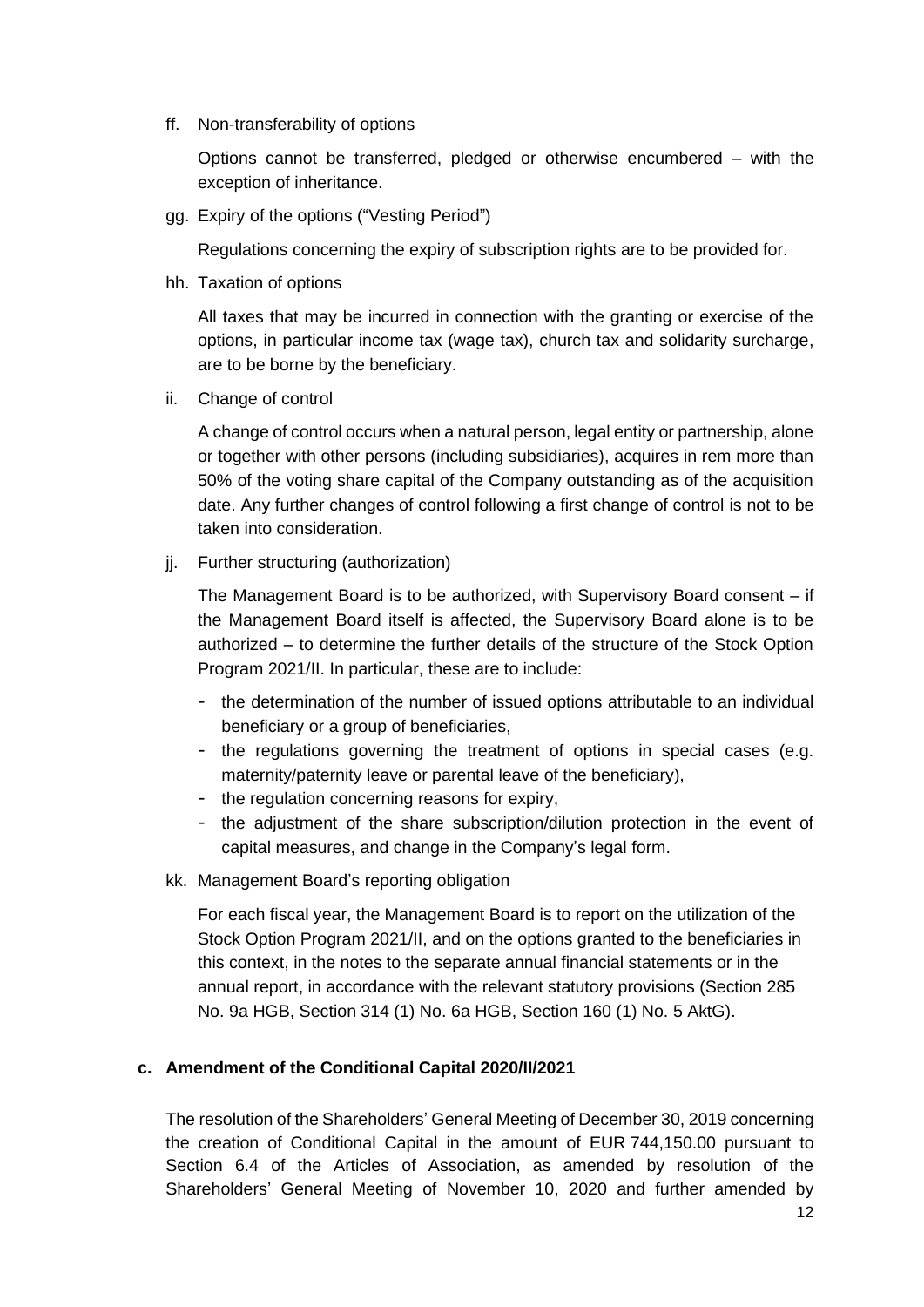ff. Non-transferability of options

Options cannot be transferred, pledged or otherwise encumbered – with the exception of inheritance.

gg. Expiry of the options ("Vesting Period")

Regulations concerning the expiry of subscription rights are to be provided for.

hh. Taxation of options

All taxes that may be incurred in connection with the granting or exercise of the options, in particular income tax (wage tax), church tax and solidarity surcharge, are to be borne by the beneficiary.

ii. Change of control

A change of control occurs when a natural person, legal entity or partnership, alone or together with other persons (including subsidiaries), acquires in rem more than 50% of the voting share capital of the Company outstanding as of the acquisition date. Any further changes of control following a first change of control is not to be taken into consideration.

jj. Further structuring (authorization)

The Management Board is to be authorized, with Supervisory Board consent – if the Management Board itself is affected, the Supervisory Board alone is to be authorized – to determine the further details of the structure of the Stock Option Program 2021/II. In particular, these are to include:

- the determination of the number of issued options attributable to an individual beneficiary or a group of beneficiaries,
- the regulations governing the treatment of options in special cases (e.g. maternity/paternity leave or parental leave of the beneficiary),
- the regulation concerning reasons for expiry,
- the adjustment of the share subscription/dilution protection in the event of capital measures, and change in the Company's legal form.

kk. Management Board's reporting obligation

For each fiscal year, the Management Board is to report on the utilization of the Stock Option Program 2021/II, and on the options granted to the beneficiaries in this context, in the notes to the separate annual financial statements or in the annual report, in accordance with the relevant statutory provisions (Section 285 No. 9a HGB, Section 314 (1) No. 6a HGB, Section 160 (1) No. 5 AktG).

**c. Amendment of the Conditional Capital 2020/II/2021**

The resolution of the Shareholders' General Meeting of December 30, 2019 concerning the creation of Conditional Capital in the amount of EUR 744,150.00 pursuant to Section 6.4 of the Articles of Association, as amended by resolution of the Shareholders' General Meeting of November 10, 2020 and further amended by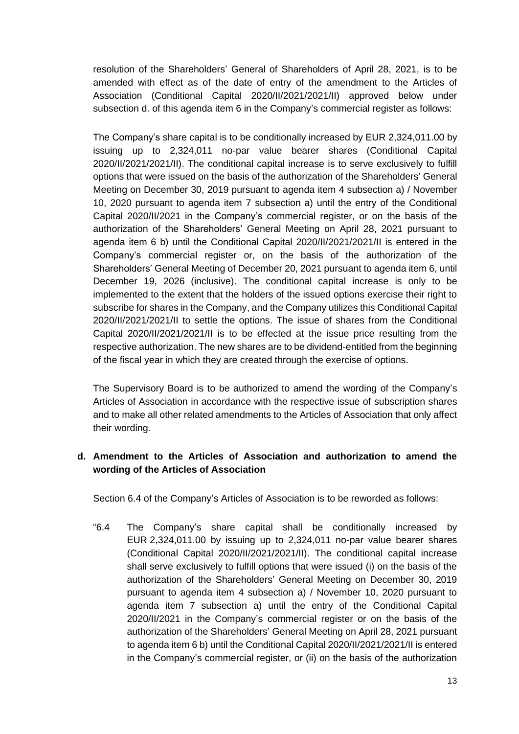resolution of the Shareholders' General of Shareholders of April 28, 2021, is to be amended with effect as of the date of entry of the amendment to the Articles of Association (Conditional Capital 2020/II/2021/2021/II) approved below under subsection d. of this agenda item 6 in the Company's commercial register as follows:

The Company's share capital is to be conditionally increased by EUR 2,324,011.00 by issuing up to 2,324,011 no-par value bearer shares (Conditional Capital 2020/II/2021/2021/II). The conditional capital increase is to serve exclusively to fulfill options that were issued on the basis of the authorization of the Shareholders' General Meeting on December 30, 2019 pursuant to agenda item 4 subsection a) / November 10, 2020 pursuant to agenda item 7 subsection a) until the entry of the Conditional Capital 2020/II/2021 in the Company's commercial register, or on the basis of the authorization of the Shareholders' General Meeting on April 28, 2021 pursuant to agenda item 6 b) until the Conditional Capital 2020/II/2021/2021/II is entered in the Company's commercial register or, on the basis of the authorization of the Shareholders' General Meeting of December 20, 2021 pursuant to agenda item 6, until December 19, 2026 (inclusive). The conditional capital increase is only to be implemented to the extent that the holders of the issued options exercise their right to subscribe for shares in the Company, and the Company utilizes this Conditional Capital 2020/II/2021/2021/II to settle the options. The issue of shares from the Conditional Capital 2020/II/2021/2021/II is to be effected at the issue price resulting from the respective authorization. The new shares are to be dividend-entitled from the beginning of the fiscal year in which they are created through the exercise of options.

The Supervisory Board is to be authorized to amend the wording of the Company's Articles of Association in accordance with the respective issue of subscription shares and to make all other related amendments to the Articles of Association that only affect their wording.

**d. Amendment to the Articles of Association and authorization to amend the wording of the Articles of Association**

Section 6.4 of the Company's Articles of Association is to be reworded as follows:

"6.4 The Company's share capital shall be conditionally increased by EUR 2,324,011.00 by issuing up to 2,324,011 no-par value bearer shares (Conditional Capital 2020/II/2021/2021/II). The conditional capital increase shall serve exclusively to fulfill options that were issued (i) on the basis of the authorization of the Shareholders' General Meeting on December 30, 2019 pursuant to agenda item 4 subsection a) / November 10, 2020 pursuant to agenda item 7 subsection a) until the entry of the Conditional Capital 2020/II/2021 in the Company's commercial register or on the basis of the authorization of the Shareholders' General Meeting on April 28, 2021 pursuant to agenda item 6 b) until the Conditional Capital 2020/II/2021/2021/II is entered in the Company's commercial register, or (ii) on the basis of the authorization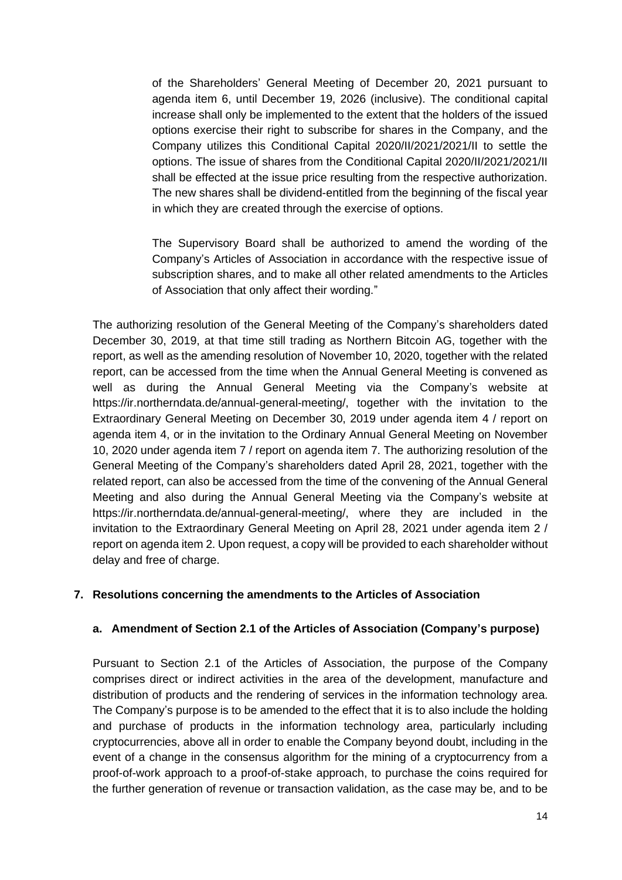of the Shareholders' General Meeting of December 20, 2021 pursuant to agenda item 6, until December 19, 2026 (inclusive). The conditional capital increase shall only be implemented to the extent that the holders of the issued options exercise their right to subscribe for shares in the Company, and the Company utilizes this Conditional Capital 2020/II/2021/2021/II to settle the options. The issue of shares from the Conditional Capital 2020/II/2021/2021/II shall be effected at the issue price resulting from the respective authorization. The new shares shall be dividend-entitled from the beginning of the fiscal year in which they are created through the exercise of options.

The Supervisory Board shall be authorized to amend the wording of the Company's Articles of Association in accordance with the respective issue of subscription shares, and to make all other related amendments to the Articles of Association that only affect their wording."

The authorizing resolution of the General Meeting of the Company's shareholders dated December 30, 2019, at that time still trading as Northern Bitcoin AG, together with the report, as well as the amending resolution of November 10, 2020, together with the related report, can be accessed from the time when the Annual General Meeting is convened as well as during the Annual General Meeting via the Company's website at https://ir.northerndata.de/annual-general-meeting/, together with the invitation to the Extraordinary General Meeting on December 30, 2019 under agenda item 4 / report on agenda item 4, or in the invitation to the Ordinary Annual General Meeting on November 10, 2020 under agenda item 7 / report on agenda item 7. The authorizing resolution of the General Meeting of the Company's shareholders dated April 28, 2021, together with the related report, can also be accessed from the time of the convening of the Annual General Meeting and also during the Annual General Meeting via the Company's website at https://ir.northerndata.de/annual-general-meeting/, where they are included in the invitation to the Extraordinary General Meeting on April 28, 2021 under agenda item 2 / report on agenda item 2. Upon request, a copy will be provided to each shareholder without delay and free of charge.

## 7. Resolutions concerning the amendments to the Articles of Association

### a. Amendment of Section 2.1 of the Articles of Association (Company's purpose)

Pursuant to Section 2.1 of the Articles of Association, the purpose of the Company comprises direct or indirect activities in the area of the development, manufacture and distribution of products and the rendering of services in the information technology area. The Company's purpose is to be amended to the effect that it is to also include the holding and purchase of products in the information technology area, particularly including cryptocurrencies, above all in order to enable the Company beyond doubt, including in the event of a change in the consensus algorithm for the mining of a cryptocurrency from a proof-of-work approach to a proof-of-stake approach, to purchase the coins required for the further generation of revenue or transaction validation, as the case may be, and to be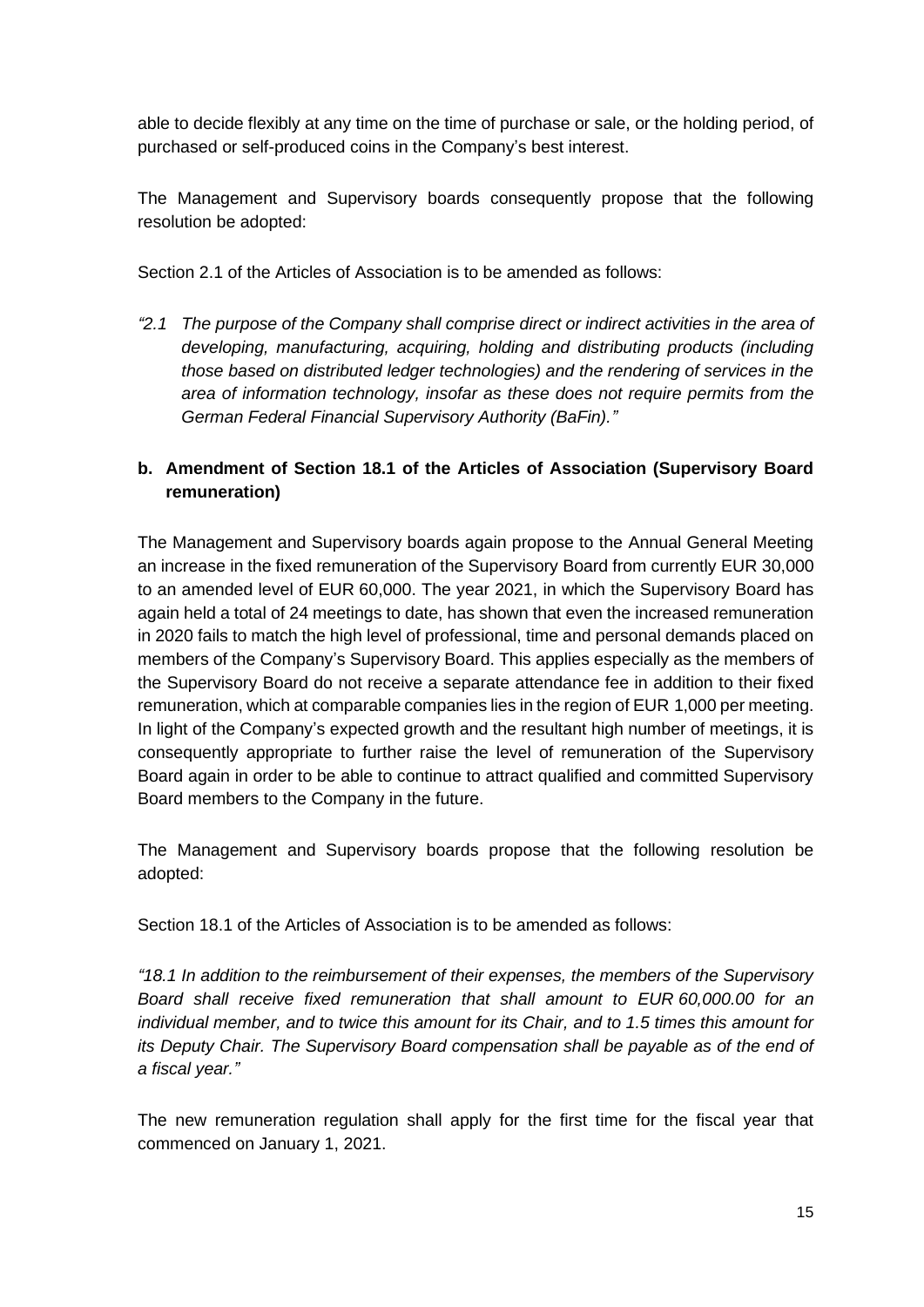able to decide flexibly at any time on the time of purchase or sale, or the holding period, of purchased or self-produced coins in the Company's best interest.

The Management and Supervisory boards consequently propose that the following resolution be adopted:

Section 2.1 of the Articles of Association is to be amended as follows:

*"2.1 The purpose of the Company shall comprise direct or indirect activities in the area of developing, manufacturing, acquiring, holding and distributing products (including those based on distributed ledger technologies) and the rendering of services in the area of information technology, insofar as these does not require permits from the German Federal Financial Supervisory Authority (BaFin)."*

**b. Amendment of Section 18.1 of the Articles of Association (Supervisory Board remuneration)**

The Management and Supervisory boards again propose to the Annual General Meeting an increase in the fixed remuneration of the Supervisory Board from currently EUR 30,000 to an amended level of EUR 60,000. The year 2021, in which the Supervisory Board has again held a total of 24 meetings to date, has shown that even the increased remuneration in 2020 fails to match the high level of professional, time and personal demands placed on members of the Company's Supervisory Board. This applies especially as the members of the Supervisory Board do not receive a separate attendance fee in addition to their fixed remuneration, which at comparable companies lies in the region of EUR 1,000 per meeting. In light of the Company's expected growth and the resultant high number of meetings, it is consequently appropriate to further raise the level of remuneration of the Supervisory Board again in order to be able to continue to attract qualified and committed Supervisory Board members to the Company in the future.

The Management and Supervisory boards propose that the following resolution be adopted:

Section 18.1 of the Articles of Association is to be amended as follows:

*"18.1 In addition to the reimbursement of their expenses, the members of the Supervisory Board shall receive fixed remuneration that shall amount to EUR 60,000.00 for an individual member, and to twice this amount for its Chair, and to 1.5 times this amount for its Deputy Chair. The Supervisory Board compensation shall be payable as of the end of a fiscal year."*

The new remuneration regulation shall apply for the first time for the fiscal year that commenced on January 1, 2021.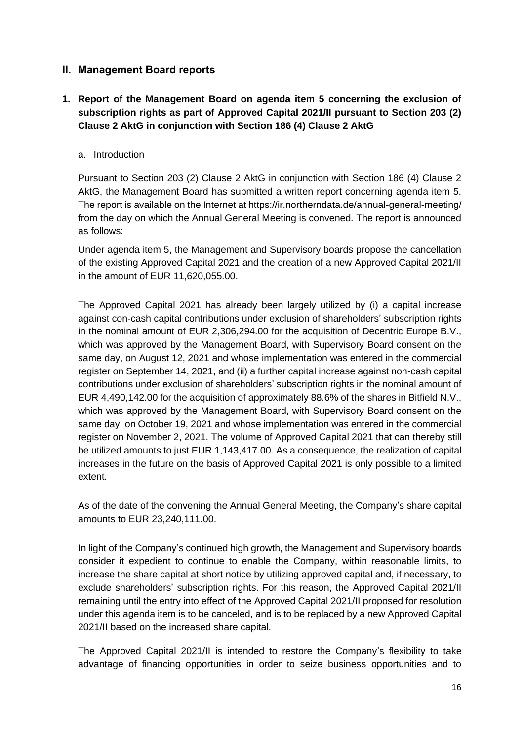## II. Management Board reports

### 1. Report of the Management Board on agenda item 5 concerning the exclusion of subscription rights as part of Approved Capital 2021/II pursuant to Section 203 (2) Clause 2 AktG in conjunction with Section 186 (4) Clause 2 AktG

a. Introduction

Pursuant to Section 203 (2) Clause 2 AktG in conjunction with Section 186 (4) Clause 2 AktG, the Management Board has submitted a written report concerning agenda item 5. The report is available on the Internet at https://ir.northerndata.de/annual-general-meeting/ from the day on which the Annual General Meeting is convened. The report is announced as follows:

Under agenda item 5, the Management and Supervisory boards propose the cancellation of the existing Approved Capital 2021 and the creation of a new Approved Capital 2021/II in the amount of EUR 11,620,055.00.

The Approved Capital 2021 has already been largely utilized by (i) a capital increase against con-cash capital contributions under exclusion of shareholders' subscription rights in the nominal amount of EUR 2,306,294.00 for the acquisition of Decentric Europe B.V., which was approved by the Management Board, with Supervisory Board consent on the same day, on August 12, 2021 and whose implementation was entered in the commercial register on September 14, 2021, and (ii) a further capital increase against non-cash capital contributions under exclusion of shareholders' subscription rights in the nominal amount of EUR 4,490,142.00 for the acquisition of approximately 88.6% of the shares in Bitfield N.V., which was approved by the Management Board, with Supervisory Board consent on the same day, on October 19, 2021 and whose implementation was entered in the commercial register on November 2, 2021. The volume of Approved Capital 2021 that can thereby still be utilized amounts to just EUR 1,143,417.00. As a consequence, the realization of capital increases in the future on the basis of Approved Capital 2021 is only possible to a limited extent.

As of the date of the convening the Annual General Meeting, the Company's share capital amounts to EUR 23,240,111.00.

In light of the Company's continued high growth, the Management and Supervisory boards consider it expedient to continue to enable the Company, within reasonable limits, to increase the share capital at short notice by utilizing approved capital and, if necessary, to exclude shareholders' subscription rights. For this reason, the Approved Capital 2021/II remaining until the entry into effect of the Approved Capital 2021/II proposed for resolution under this agenda item is to be canceled, and is to be replaced by a new Approved Capital 2021/II based on the increased share capital.

The Approved Capital 2021/II is intended to restore the Company's flexibility to take advantage of financing opportunities in order to seize business opportunities and to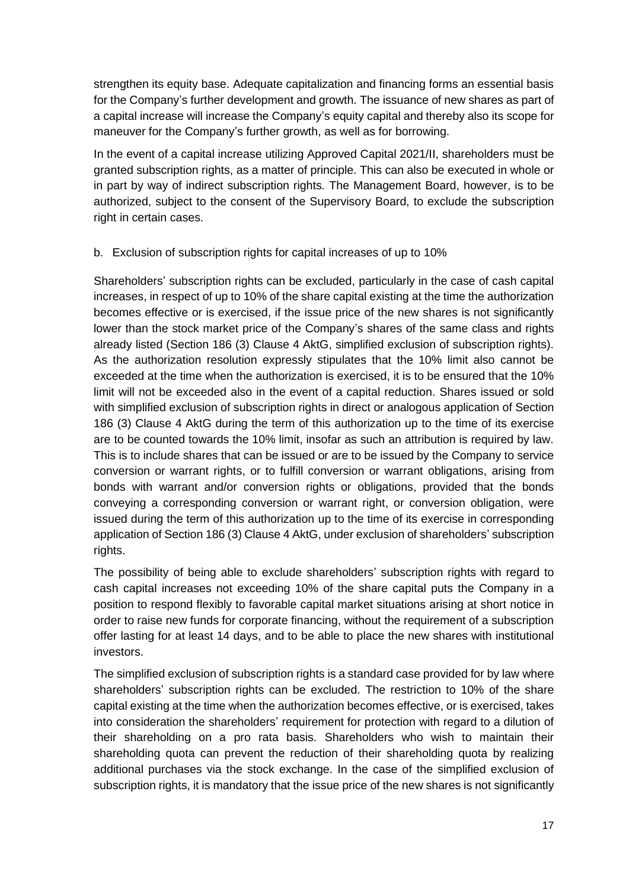strengthen its equity base. Adequate capitalization and financing forms an essential basis for the Company's further development and growth. The issuance of new shares as part of a capital increase will increase the Company's equity capital and thereby also its scope for maneuver for the Company's further growth, as well as for borrowing.

In the event of a capital increase utilizing Approved Capital 2021/II, shareholders must be granted subscription rights, as a matter of principle. This can also be executed in whole or in part by way of indirect subscription rights. The Management Board, however, is to be authorized, subject to the consent of the Supervisory Board, to exclude the subscription right in certain cases.

b. Exclusion of subscription rights for capital increases of up to 10%

Shareholders' subscription rights can be excluded, particularly in the case of cash capital increases, in respect of up to 10% of the share capital existing at the time the authorization becomes effective or is exercised, if the issue price of the new shares is not significantly lower than the stock market price of the Company's shares of the same class and rights already listed (Section 186 (3) Clause 4 AktG, simplified exclusion of subscription rights). As the authorization resolution expressly stipulates that the 10% limit also cannot be exceeded at the time when the authorization is exercised, it is to be ensured that the 10% limit will not be exceeded also in the event of a capital reduction. Shares issued or sold with simplified exclusion of subscription rights in direct or analogous application of Section 186 (3) Clause 4 AktG during the term of this authorization up to the time of its exercise are to be counted towards the 10% limit, insofar as such an attribution is required by law. This is to include shares that can be issued or are to be issued by the Company to service conversion or warrant rights, or to fulfill conversion or warrant obligations, arising from bonds with warrant and/or conversion rights or obligations, provided that the bonds conveying a corresponding conversion or warrant right, or conversion obligation, were issued during the term of this authorization up to the time of its exercise in corresponding application of Section 186 (3) Clause 4 AktG, under exclusion of shareholders' subscription rights.

The possibility of being able to exclude shareholders' subscription rights with regard to cash capital increases not exceeding 10% of the share capital puts the Company in a position to respond flexibly to favorable capital market situations arising at short notice in order to raise new funds for corporate financing, without the requirement of a subscription offer lasting for at least 14 days, and to be able to place the new shares with institutional investors.

The simplified exclusion of subscription rights is a standard case provided for by law where shareholders' subscription rights can be excluded. The restriction to 10% of the share capital existing at the time when the authorization becomes effective, or is exercised, takes into consideration the shareholders' requirement for protection with regard to a dilution of their shareholding on a pro rata basis. Shareholders who wish to maintain their shareholding quota can prevent the reduction of their shareholding quota by realizing additional purchases via the stock exchange. In the case of the simplified exclusion of subscription rights, it is mandatory that the issue price of the new shares is not significantly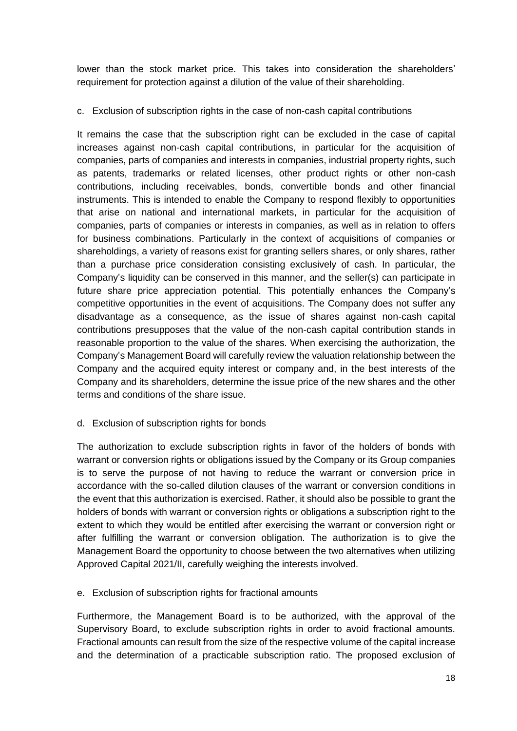lower than the stock market price. This takes into consideration the shareholders' requirement for protection against a dilution of the value of their shareholding.

c. Exclusion of subscription rights in the case of non-cash capital contributions

It remains the case that the subscription right can be excluded in the case of capital increases against non-cash capital contributions, in particular for the acquisition of companies, parts of companies and interests in companies, industrial property rights, such as patents, trademarks or related licenses, other product rights or other non-cash contributions, including receivables, bonds, convertible bonds and other financial instruments. This is intended to enable the Company to respond flexibly to opportunities that arise on national and international markets, in particular for the acquisition of companies, parts of companies or interests in companies, as well as in relation to offers for business combinations. Particularly in the context of acquisitions of companies or shareholdings, a variety of reasons exist for granting sellers shares, or only shares, rather than a purchase price consideration consisting exclusively of cash. In particular, the Company's liquidity can be conserved in this manner, and the seller(s) can participate in future share price appreciation potential. This potentially enhances the Company's competitive opportunities in the event of acquisitions. The Company does not suffer any disadvantage as a consequence, as the issue of shares against non-cash capital contributions presupposes that the value of the non-cash capital contribution stands in reasonable proportion to the value of the shares. When exercising the authorization, the Company's Management Board will carefully review the valuation relationship between the Company and the acquired equity interest or company and, in the best interests of the Company and its shareholders, determine the issue price of the new shares and the other terms and conditions of the share issue.

d. Exclusion of subscription rights for bonds

The authorization to exclude subscription rights in favor of the holders of bonds with warrant or conversion rights or obligations issued by the Company or its Group companies is to serve the purpose of not having to reduce the warrant or conversion price in accordance with the so-called dilution clauses of the warrant or conversion conditions in the event that this authorization is exercised. Rather, it should also be possible to grant the holders of bonds with warrant or conversion rights or obligations a subscription right to the extent to which they would be entitled after exercising the warrant or conversion right or after fulfilling the warrant or conversion obligation. The authorization is to give the Management Board the opportunity to choose between the two alternatives when utilizing Approved Capital 2021/II, carefully weighing the interests involved.

e. Exclusion of subscription rights for fractional amounts

Furthermore, the Management Board is to be authorized, with the approval of the Supervisory Board, to exclude subscription rights in order to avoid fractional amounts. Fractional amounts can result from the size of the respective volume of the capital increase and the determination of a practicable subscription ratio. The proposed exclusion of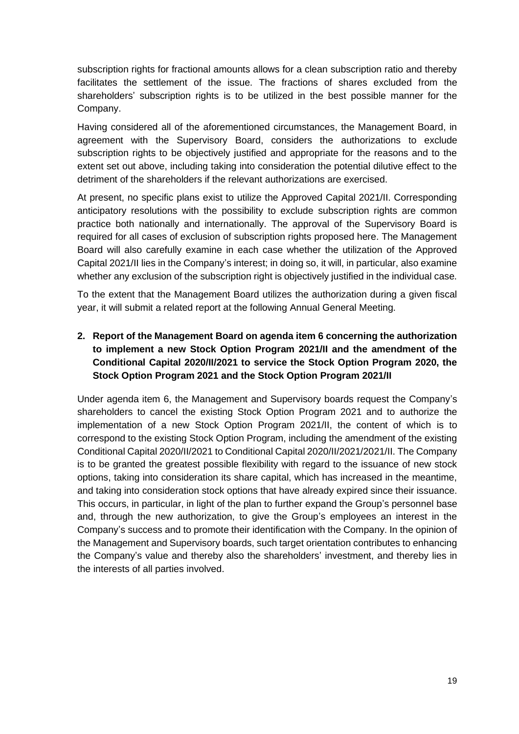subscription rights for fractional amounts allows for a clean subscription ratio and thereby facilitates the settlement of the issue. The fractions of shares excluded from the shareholders' subscription rights is to be utilized in the best possible manner for the Company.

Having considered all of the aforementioned circumstances, the Management Board, in agreement with the Supervisory Board, considers the authorizations to exclude subscription rights to be objectively justified and appropriate for the reasons and to the extent set out above, including taking into consideration the potential dilutive effect to the detriment of the shareholders if the relevant authorizations are exercised.

At present, no specific plans exist to utilize the Approved Capital 2021/II. Corresponding anticipatory resolutions with the possibility to exclude subscription rights are common practice both nationally and internationally. The approval of the Supervisory Board is required for all cases of exclusion of subscription rights proposed here. The Management Board will also carefully examine in each case whether the utilization of the Approved Capital 2021/II lies in the Company's interest; in doing so, it will, in particular, also examine whether any exclusion of the subscription right is objectively justified in the individual case.

To the extent that the Management Board utilizes the authorization during a given fiscal year, it will submit a related report at the following Annual General Meeting.

## 2. Report of the Management Board on agenda item 6 concerning the authorization to implement a new Stock Option Program 2021/II and the amendment of the Conditional Capital 2020/II/2021 to service the Stock Option Program 2020, the Stock Option Program 2021 and the Stock Option Program 2021/II

Under agenda item 6, the Management and Supervisory boards request the Company's shareholders to cancel the existing Stock Option Program 2021 and to authorize the implementation of a new Stock Option Program 2021/II, the content of which is to correspond to the existing Stock Option Program, including the amendment of the existing Conditional Capital 2020/II/2021 to Conditional Capital 2020/II/2021/2021/II. The Company is to be granted the greatest possible flexibility with regard to the issuance of new stock options, taking into consideration its share capital, which has increased in the meantime, and taking into consideration stock options that have already expired since their issuance. This occurs, in particular, in light of the plan to further expand the Group's personnel base and, through the new authorization, to give the Group's employees an interest in the Company's success and to promote their identification with the Company. In the opinion of the Management and Supervisory boards, such target orientation contributes to enhancing the Company's value and thereby also the shareholders' investment, and thereby lies in the interests of all parties involved.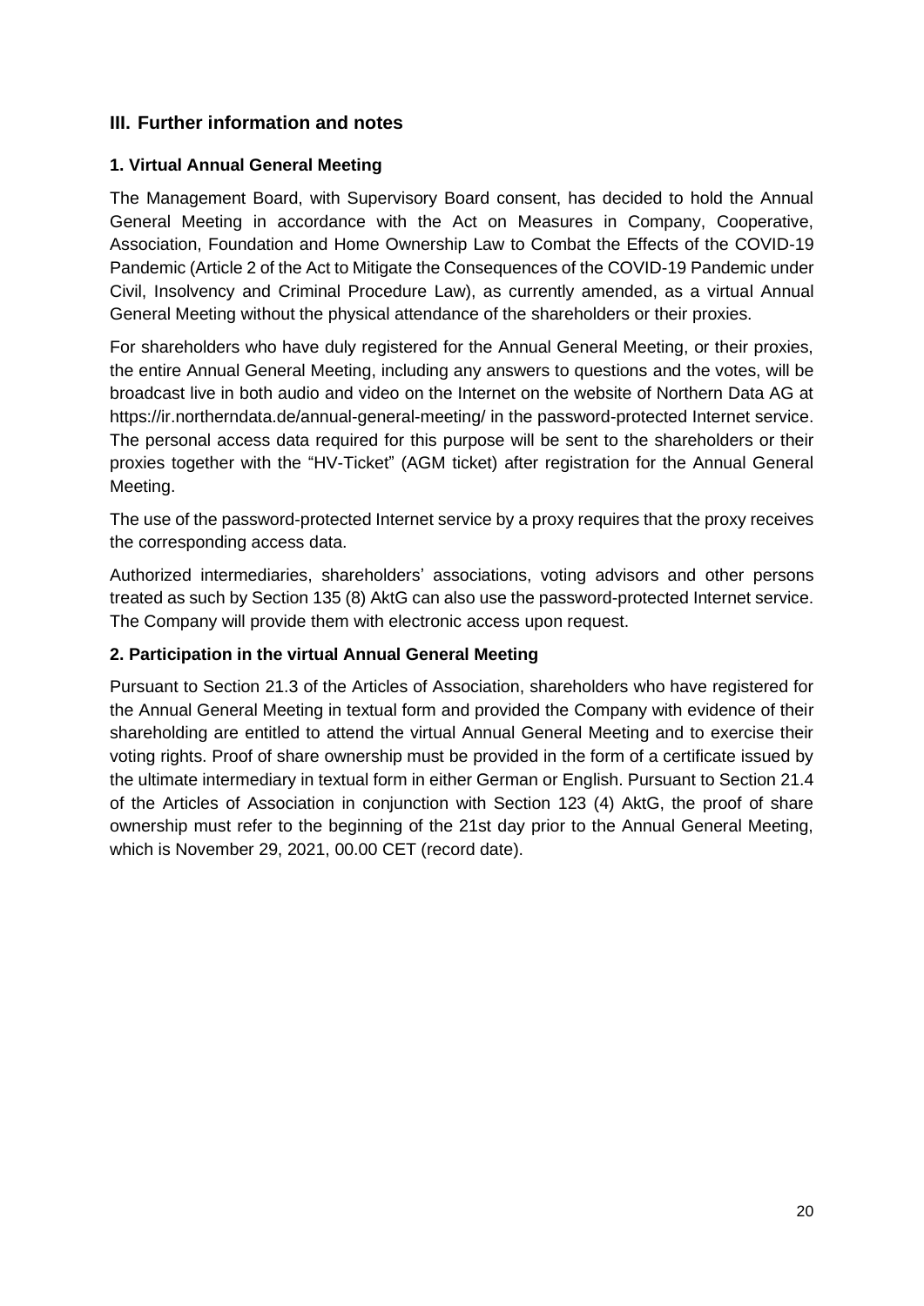## III. Further information and notes

### 1. Virtual Annual General Meeting

The Management Board, with Supervisory Board consent, has decided to hold the Annual General Meeting in accordance with the Act on Measures in Company, Cooperative, Association, Foundation and Home Ownership Law to Combat the Effects of the COVID-19 Pandemic (Article 2 of the Act to Mitigate the Consequences of the COVID-19 Pandemic under Civil, Insolvency and Criminal Procedure Law), as currently amended, as a virtual Annual General Meeting without the physical attendance of the shareholders or their proxies.

For shareholders who have duly registered for the Annual General Meeting, or their proxies, the entire Annual General Meeting, including any answers to questions and the votes, will be broadcast live in both audio and video on the Internet on the website of Northern Data AG at https://ir.northerndata.de/annual-general-meeting/ in the password-protected Internet service. The personal access data required for this purpose will be sent to the shareholders or their proxies together with the "HV-Ticket" (AGM ticket) after registration for the Annual General Meeting.

The use of the password-protected Internet service by a proxy requires that the proxy receives the corresponding access data.

Authorized intermediaries, shareholders' associations, voting advisors and other persons treated as such by Section 135 (8) AktG can also use the password-protected Internet service. The Company will provide them with electronic access upon request.

### 2. Participation in the virtual Annual General Meeting

Pursuant to Section 21.3 of the Articles of Association, shareholders who have registered for the Annual General Meeting in textual form and provided the Company with evidence of their shareholding are entitled to attend the virtual Annual General Meeting and to exercise their voting rights. Proof of share ownership must be provided in the form of a certificate issued by the ultimate intermediary in textual form in either German or English. Pursuant to Section 21.4 of the Articles of Association in conjunction with Section 123 (4) AktG, the proof of share ownership must refer to the beginning of the 21st day prior to the Annual General Meeting, which is November 29, 2021, 00.00 CET (record date).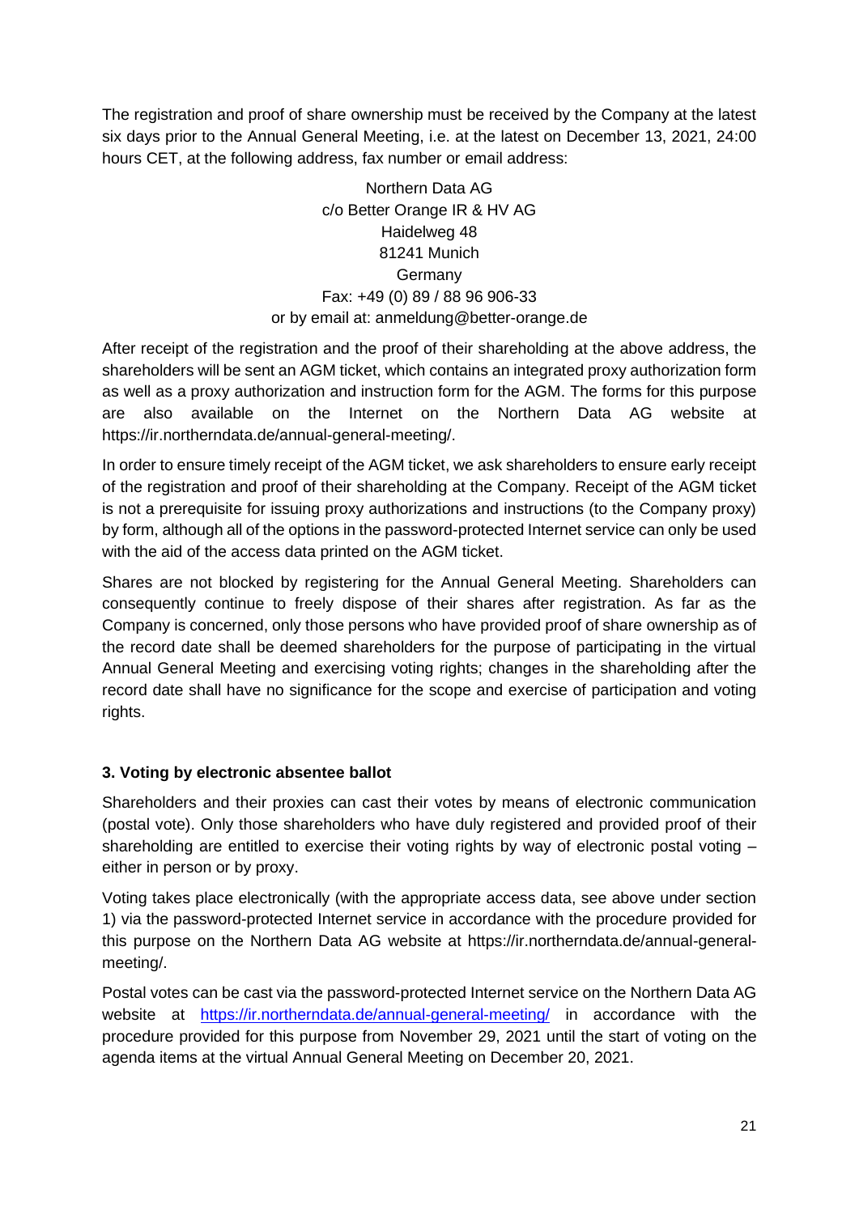The registration and proof of share ownership must be received by the Company at the latest six days prior to the Annual General Meeting, i.e. at the latest on December 13, 2021, 24:00 hours CET, at the following address, fax number or email address:

Northern Data AG  
c/o Better Orange IR & HV AG  
Haidelweg 48  
81241 Munich  
Germany  
Fax: +49 (0) 89 / 88 96 906-33  
or by email at: anmeldung@better-orange.de

After receipt of the registration and the proof of their shareholding at the above address, the shareholders will be sent an AGM ticket, which contains an integrated proxy authorization form as well as a proxy authorization and instruction form for the AGM. The forms for this purpose are also available on the Internet on the Northern Data AG website at https://ir.northerndata.de/annual-general-meeting/.

In order to ensure timely receipt of the AGM ticket, we ask shareholders to ensure early receipt of the registration and proof of their shareholding at the Company. Receipt of the AGM ticket is not a prerequisite for issuing proxy authorizations and instructions (to the Company proxy) by form, although all of the options in the password-protected Internet service can only be used with the aid of the access data printed on the AGM ticket.

Shares are not blocked by registering for the Annual General Meeting. Shareholders can consequently continue to freely dispose of their shares after registration. As far as the Company is concerned, only those persons who have provided proof of share ownership as of the record date shall be deemed shareholders for the purpose of participating in the virtual Annual General Meeting and exercising voting rights; changes in the shareholding after the record date shall have no significance for the scope and exercise of participation and voting rights.

### 3. Voting by electronic absentee ballot

Shareholders and their proxies can cast their votes by means of electronic communication (postal vote). Only those shareholders who have duly registered and provided proof of their shareholding are entitled to exercise their voting rights by way of electronic postal voting – either in person or by proxy.

Voting takes place electronically (with the appropriate access data, see above under section 1) via the password-protected Internet service in accordance with the procedure provided for this purpose on the Northern Data AG website at https://ir.northerndata.de/annual-general-meeting/.

Postal votes can be cast via the password-protected Internet service on the Northern Data AG website at [https://ir.northerndata.de/annual-general-meeting/](https://ir.northerndata.de/annual-general-meeting/) in accordance with the procedure provided for this purpose from November 29, 2021 until the start of voting on the agenda items at the virtual Annual General Meeting on December 20, 2021.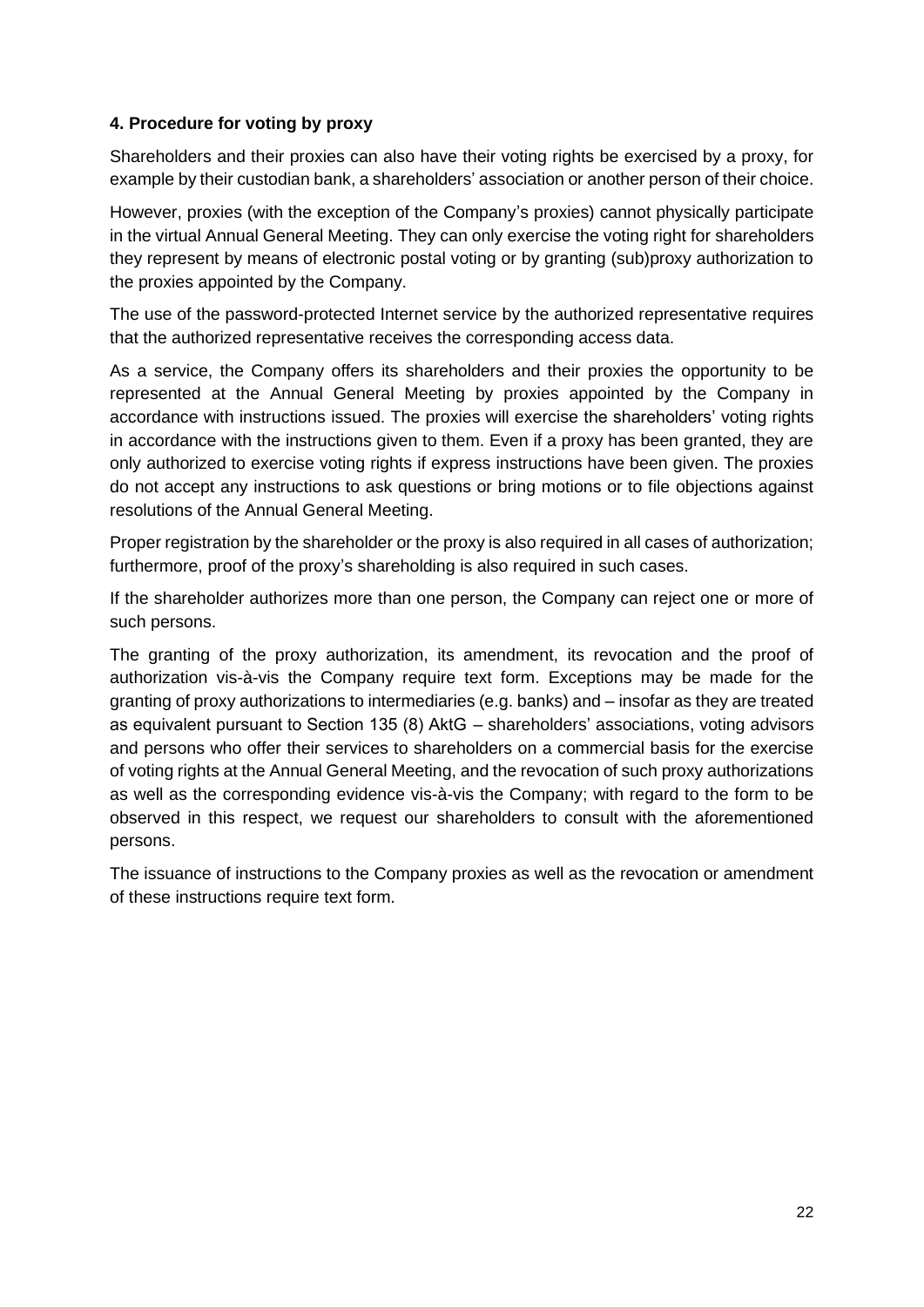**4. Procedure for voting by proxy**

Shareholders and their proxies can also have their voting rights be exercised by a proxy, for example by their custodian bank, a shareholders' association or another person of their choice.

However, proxies (with the exception of the Company's proxies) cannot physically participate in the virtual Annual General Meeting. They can only exercise the voting right for shareholders they represent by means of electronic postal voting or by granting (sub)proxy authorization to the proxies appointed by the Company.

The use of the password-protected Internet service by the authorized representative requires that the authorized representative receives the corresponding access data.

As a service, the Company offers its shareholders and their proxies the opportunity to be represented at the Annual General Meeting by proxies appointed by the Company in accordance with instructions issued. The proxies will exercise the shareholders' voting rights in accordance with the instructions given to them. Even if a proxy has been granted, they are only authorized to exercise voting rights if express instructions have been given. The proxies do not accept any instructions to ask questions or bring motions or to file objections against resolutions of the Annual General Meeting.

Proper registration by the shareholder or the proxy is also required in all cases of authorization; furthermore, proof of the proxy's shareholding is also required in such cases.

If the shareholder authorizes more than one person, the Company can reject one or more of such persons.

The granting of the proxy authorization, its amendment, its revocation and the proof of authorization vis-à-vis the Company require text form. Exceptions may be made for the granting of proxy authorizations to intermediaries (e.g. banks) and – insofar as they are treated as equivalent pursuant to Section 135 (8) AktG – shareholders' associations, voting advisors and persons who offer their services to shareholders on a commercial basis for the exercise of voting rights at the Annual General Meeting, and the revocation of such proxy authorizations as well as the corresponding evidence vis-à-vis the Company; with regard to the form to be observed in this respect, we request our shareholders to consult with the aforementioned persons.

The issuance of instructions to the Company proxies as well as the revocation or amendment of these instructions require text form.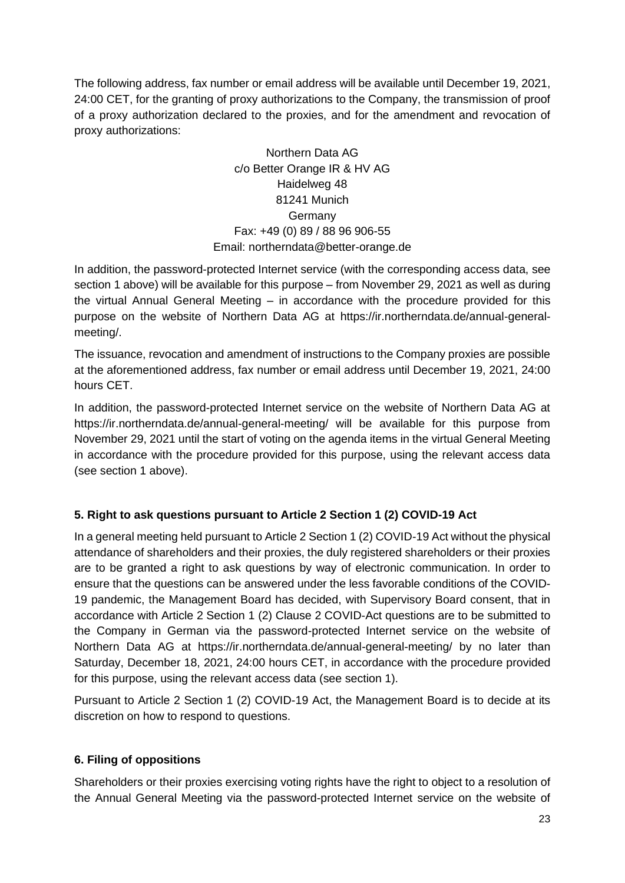The following address, fax number or email address will be available until December 19, 2021, 24:00 CET, for the granting of proxy authorizations to the Company, the transmission of proof of a proxy authorization declared to the proxies, and for the amendment and revocation of proxy authorizations:

Northern Data AG
c/o Better Orange IR & HV AG
Haidelweg 48
81241 Munich
Germany
Fax: +49 (0) 89 / 88 96 906-55
Email: northerndata@better-orange.de

In addition, the password-protected Internet service (with the corresponding access data, see section 1 above) will be available for this purpose – from November 29, 2021 as well as during the virtual Annual General Meeting – in accordance with the procedure provided for this purpose on the website of Northern Data AG at https://ir.northerndata.de/annual-general-meeting/.

The issuance, revocation and amendment of instructions to the Company proxies are possible at the aforementioned address, fax number or email address until December 19, 2021, 24:00 hours CET.

In addition, the password-protected Internet service on the website of Northern Data AG at https://ir.northerndata.de/annual-general-meeting/ will be available for this purpose from November 29, 2021 until the start of voting on the agenda items in the virtual General Meeting in accordance with the procedure provided for this purpose, using the relevant access data (see section 1 above).

**5. Right to ask questions pursuant to Article 2 Section 1 (2) COVID-19 Act**

In a general meeting held pursuant to Article 2 Section 1 (2) COVID-19 Act without the physical attendance of shareholders and their proxies, the duly registered shareholders or their proxies are to be granted a right to ask questions by way of electronic communication. In order to ensure that the questions can be answered under the less favorable conditions of the COVID-19 pandemic, the Management Board has decided, with Supervisory Board consent, that in accordance with Article 2 Section 1 (2) Clause 2 COVID-Act questions are to be submitted to the Company in German via the password-protected Internet service on the website of Northern Data AG at https://ir.northerndata.de/annual-general-meeting/ by no later than Saturday, December 18, 2021, 24:00 hours CET, in accordance with the procedure provided for this purpose, using the relevant access data (see section 1).

Pursuant to Article 2 Section 1 (2) COVID-19 Act, the Management Board is to decide at its discretion on how to respond to questions.

**6. Filing of oppositions**

Shareholders or their proxies exercising voting rights have the right to object to a resolution of the Annual General Meeting via the password-protected Internet service on the website of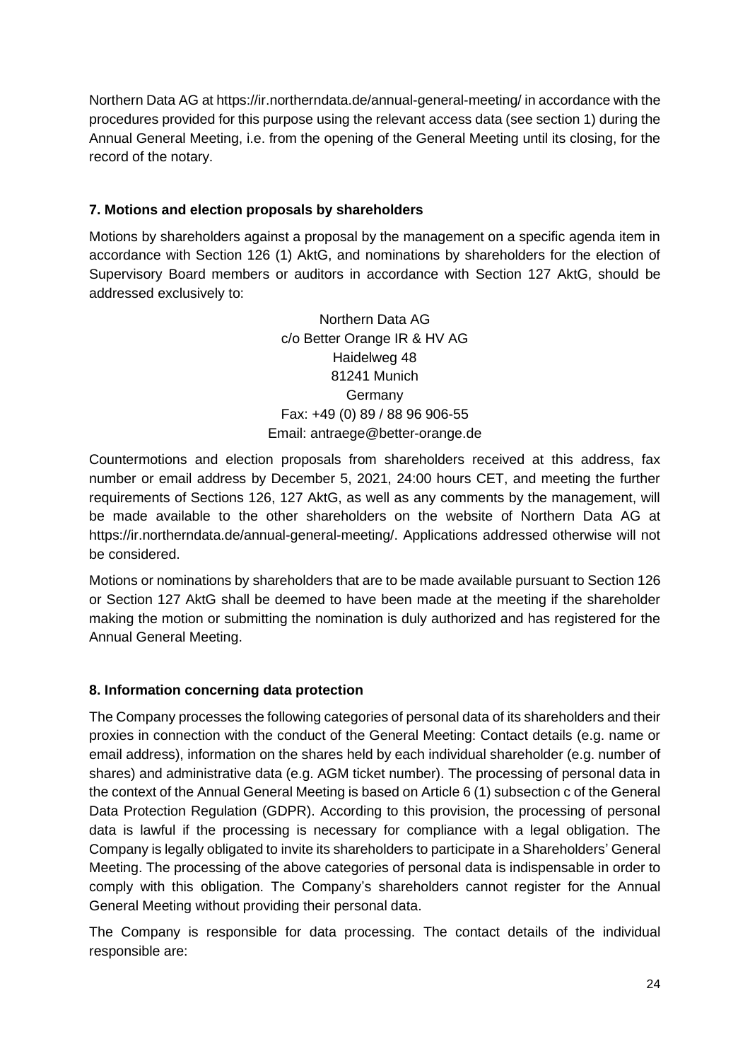Northern Data AG at https://ir.northerndata.de/annual-general-meeting/ in accordance with the procedures provided for this purpose using the relevant access data (see section 1) during the Annual General Meeting, i.e. from the opening of the General Meeting until its closing, for the record of the notary.

### 7. Motions and election proposals by shareholders

Motions by shareholders against a proposal by the management on a specific agenda item in accordance with Section 126 (1) AktG, and nominations by shareholders for the election of Supervisory Board members or auditors in accordance with Section 127 AktG, should be addressed exclusively to:

Northern Data AG
c/o Better Orange IR & HV AG
Haidelweg 48
81241 Munich
Germany
Fax: +49 (0) 89 / 88 96 906-55
Email: antraege@better-orange.de

Countermotions and election proposals from shareholders received at this address, fax number or email address by December 5, 2021, 24:00 hours CET, and meeting the further requirements of Sections 126, 127 AktG, as well as any comments by the management, will be made available to the other shareholders on the website of Northern Data AG at https://ir.northerndata.de/annual-general-meeting/. Applications addressed otherwise will not be considered.

Motions or nominations by shareholders that are to be made available pursuant to Section 126 or Section 127 AktG shall be deemed to have been made at the meeting if the shareholder making the motion or submitting the nomination is duly authorized and has registered for the Annual General Meeting.

### 8. Information concerning data protection

The Company processes the following categories of personal data of its shareholders and their proxies in connection with the conduct of the General Meeting: Contact details (e.g. name or email address), information on the shares held by each individual shareholder (e.g. number of shares) and administrative data (e.g. AGM ticket number). The processing of personal data in the context of the Annual General Meeting is based on Article 6 (1) subsection c of the General Data Protection Regulation (GDPR). According to this provision, the processing of personal data is lawful if the processing is necessary for compliance with a legal obligation. The Company is legally obligated to invite its shareholders to participate in a Shareholders' General Meeting. The processing of the above categories of personal data is indispensable in order to comply with this obligation. The Company's shareholders cannot register for the Annual General Meeting without providing their personal data.

The Company is responsible for data processing. The contact details of the individual responsible are: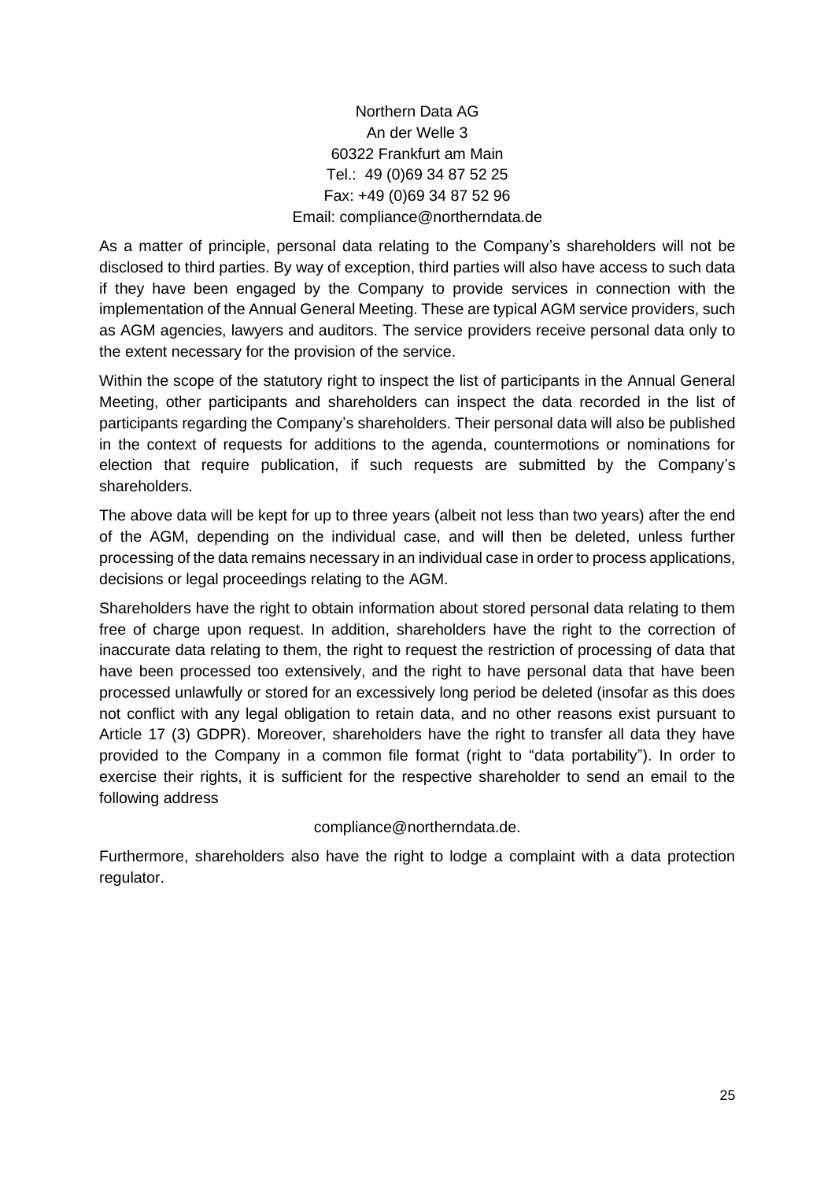Northern Data AG
An der Welle 3
60322 Frankfurt am Main
Tel.: 49 (0)69 34 87 52 25
Fax: +49 (0)69 34 87 52 96
Email: compliance@northerndata.de

As a matter of principle, personal data relating to the Company's shareholders will not be disclosed to third parties. By way of exception, third parties will also have access to such data if they have been engaged by the Company to provide services in connection with the implementation of the Annual General Meeting. These are typical AGM service providers, such as AGM agencies, lawyers and auditors. The service providers receive personal data only to the extent necessary for the provision of the service.

Within the scope of the statutory right to inspect the list of participants in the Annual General Meeting, other participants and shareholders can inspect the data recorded in the list of participants regarding the Company's shareholders. Their personal data will also be published in the context of requests for additions to the agenda, countermotions or nominations for election that require publication, if such requests are submitted by the Company's shareholders.

The above data will be kept for up to three years (albeit not less than two years) after the end of the AGM, depending on the individual case, and will then be deleted, unless further processing of the data remains necessary in an individual case in order to process applications, decisions or legal proceedings relating to the AGM.

Shareholders have the right to obtain information about stored personal data relating to them free of charge upon request. In addition, shareholders have the right to the correction of inaccurate data relating to them, the right to request the restriction of processing of data that have been processed too extensively, and the right to have personal data that have been processed unlawfully or stored for an excessively long period be deleted (insofar as this does not conflict with any legal obligation to retain data, and no other reasons exist pursuant to Article 17 (3) GDPR). Moreover, shareholders have the right to transfer all data they have provided to the Company in a common file format (right to "data portability"). In order to exercise their rights, it is sufficient for the respective shareholder to send an email to the following address

compliance@northerndata.de.

Furthermore, shareholders also have the right to lodge a complaint with a data protection regulator.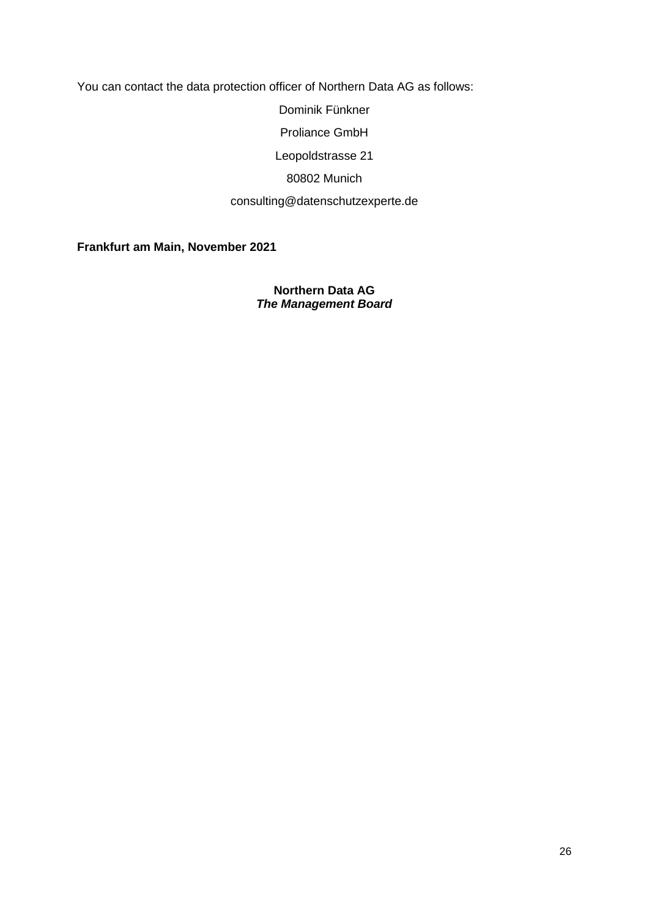You can contact the data protection officer of Northern Data AG as follows:

Dominik Fünkner

Proliance GmbH

Leopoldstrasse 21

80802 Munich

consulting@datenschutzexperte.de

**Frankfurt am Main, November 2021**

**Northern Data AG**
***The Management Board***